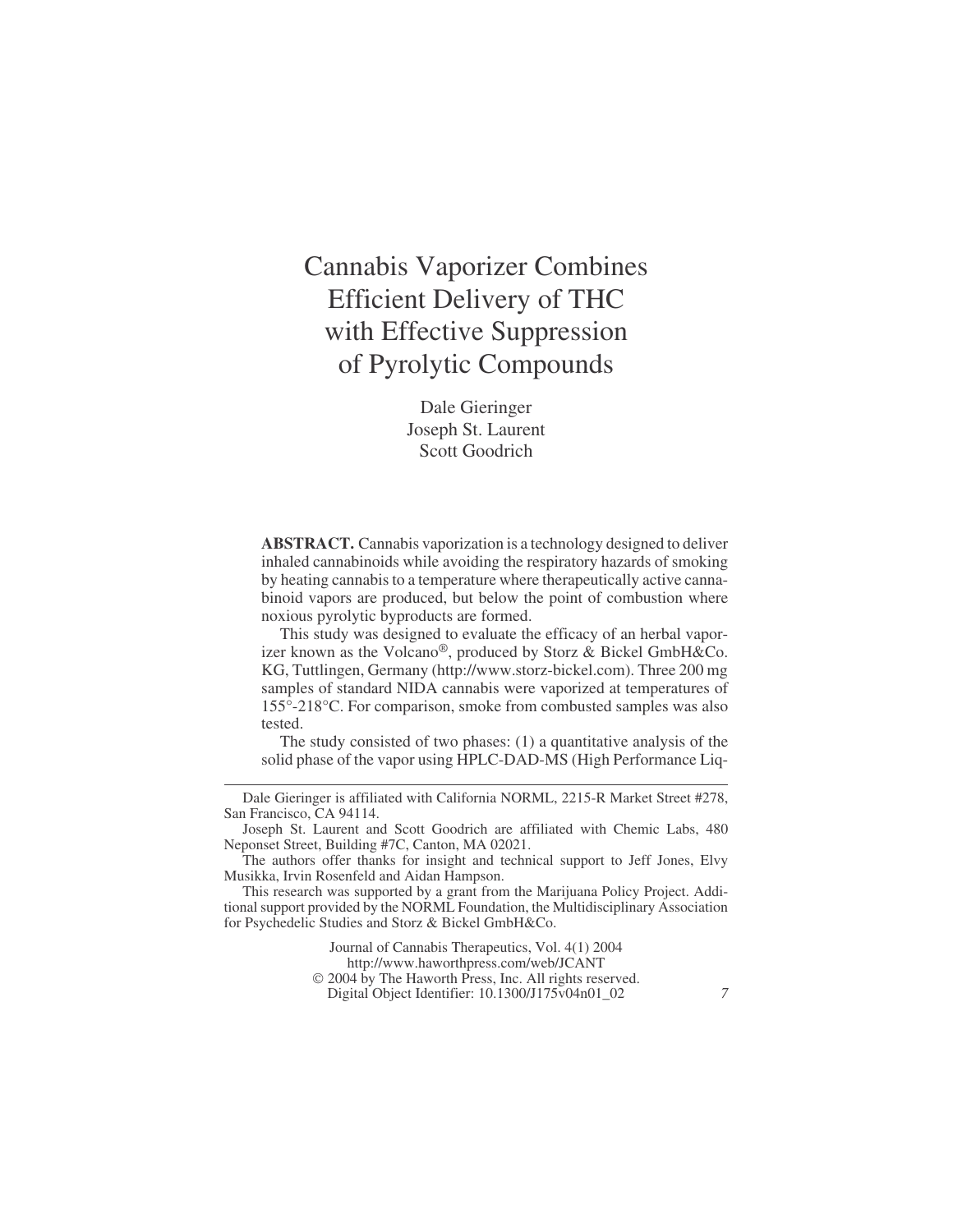# Cannabis Vaporizer Combines Efficient Delivery of THC with Effective Suppression of Pyrolytic Compounds

Dale Gieringer
Joseph St. Laurent
Scott Goodrich

**ABSTRACT.** Cannabis vaporization is a technology designed to deliver inhaled cannabinoids while avoiding the respiratory hazards of smoking by heating cannabis to a temperature where therapeutically active cannabinoid vapors are produced, but below the point of combustion where noxious pyrolytic byproducts are formed.

This study was designed to evaluate the efficacy of an herbal vaporizer known as the Volcano®, produced by Storz & Bickel GmbH&Co. KG, Tuttlingen, Germany (http://www.storz-bickel.com). Three 200 mg samples of standard NIDA cannabis were vaporized at temperatures of 155°-218°C. For comparison, smoke from combusted samples was also tested.

The study consisted of two phases: (1) a quantitative analysis of the solid phase of the vapor using HPLC-DAD-MS (High Performance Liq-

---

Dale Gieringer is affiliated with California NORML, 2215-R Market Street #278, San Francisco, CA 94114.

Joseph St. Laurent and Scott Goodrich are affiliated with Chemic Labs, 480 Neponset Street, Building #7C, Canton, MA 02021.

The authors offer thanks for insight and technical support to Jeff Jones, Elvy Musikka, Irvin Rosenfeld and Aidan Hampson.

This research was supported by a grant from the Marijuana Policy Project. Additional support provided by the NORML Foundation, the Multidisciplinary Association for Psychedelic Studies and Storz & Bickel GmbH&Co.

Journal of Cannabis Therapeutics, Vol. 4(1) 2004
http://www.haworthpress.com/web/JCANT
© 2004 by The Haworth Press, Inc. All rights reserved.
Digital Object Identifier: 10.1300/J175v04n01_02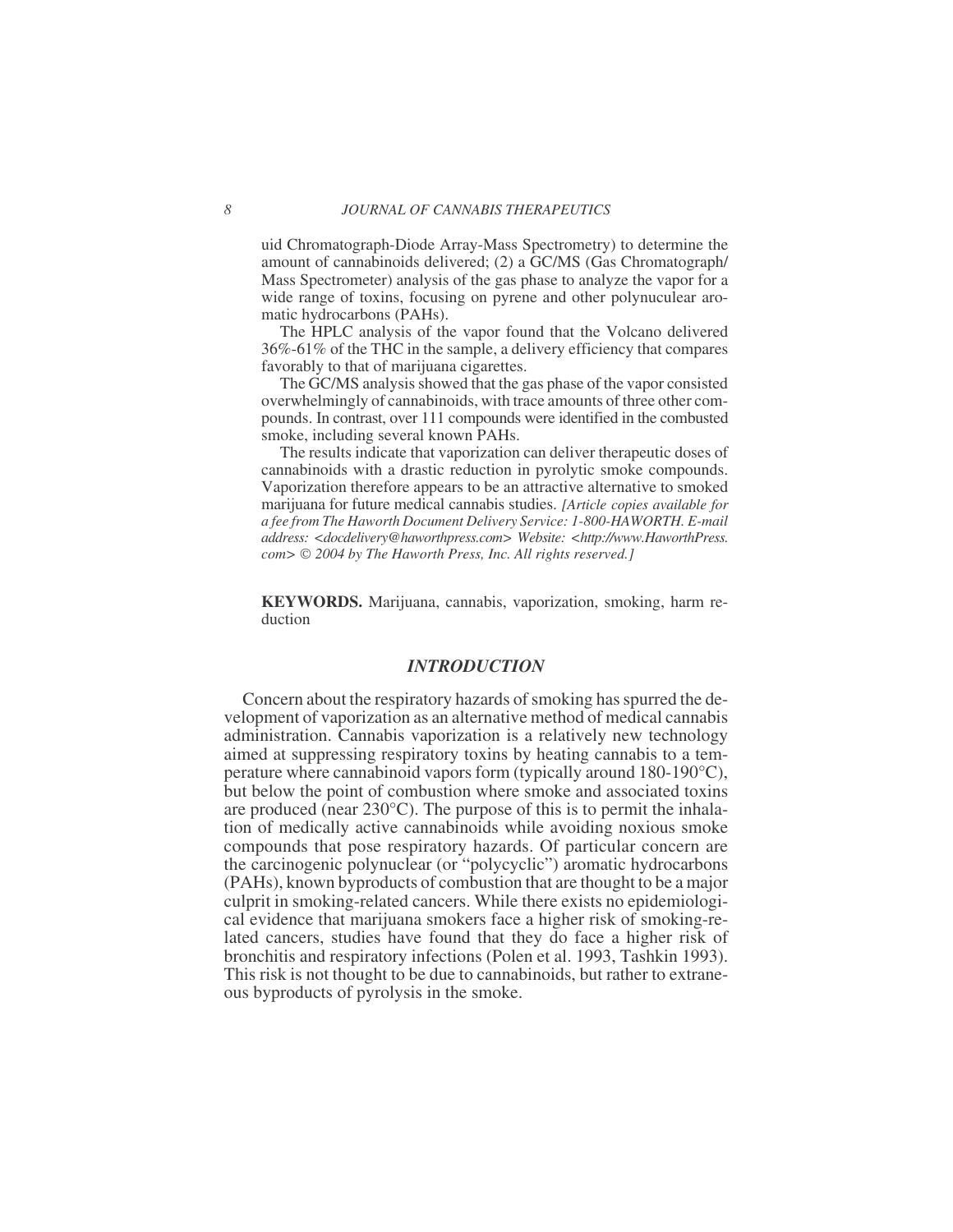uid Chromatograph-Diode Array-Mass Spectrometry) to determine the amount of cannabinoids delivered; (2) a GC/MS (Gas Chromatograph/Mass Spectrometer) analysis of the gas phase to analyze the vapor for a wide range of toxins, focusing on pyrene and other polynucular aromatic hydrocarbons (PAHs).

The HPLC analysis of the vapor found that the Volcano delivered 36%-61% of the THC in the sample, a delivery efficiency that compares favorably to that of marijuana cigarettes.

The GC/MS analysis showed that the gas phase of the vapor consisted overwhelmingly of cannabinoids, with trace amounts of three other compounds. In contrast, over 111 compounds were identified in the combusted smoke, including several known PAHs.

The results indicate that vaporization can deliver therapeutic doses of cannabinoids with a drastic reduction in pyrolytic smoke compounds. Vaporization therefore appears to be an attractive alternative to smoked marijuana for future medical cannabis studies. *[Article copies available for a fee from The Haworth Document Delivery Service: 1-800-HAWORTH. E-mail address: <docdelivery@haworthpress.com> Website: <http://www.HaworthPress.com> © 2004 by The Haworth Press, Inc. All rights reserved.]*

**KEYWORDS.** Marijuana, cannabis, vaporization, smoking, harm reduction

## *INTRODUCTION*

Concern about the respiratory hazards of smoking has spurred the development of vaporization as an alternative method of medical cannabis administration. Cannabis vaporization is a relatively new technology aimed at suppressing respiratory toxins by heating cannabis to a temperature where cannabinoid vapors form (typically around 180-190°C), but below the point of combustion where smoke and associated toxins are produced (near 230°C). The purpose of this is to permit the inhalation of medically active cannabinoids while avoiding noxious smoke compounds that pose respiratory hazards. Of particular concern are the carcinogenic polynuclear (or "polycyclic") aromatic hydrocarbons (PAHs), known byproducts of combustion that are thought to be a major culprit in smoking-related cancers. While there exists no epidemiological evidence that marijuana smokers face a higher risk of smoking-related cancers, studies have found that they do face a higher risk of bronchitis and respiratory infections (Polen et al. 1993, Tashkin 1993). This risk is not thought to be due to cannabinoids, but rather to extraneous byproducts of pyrolysis in the smoke.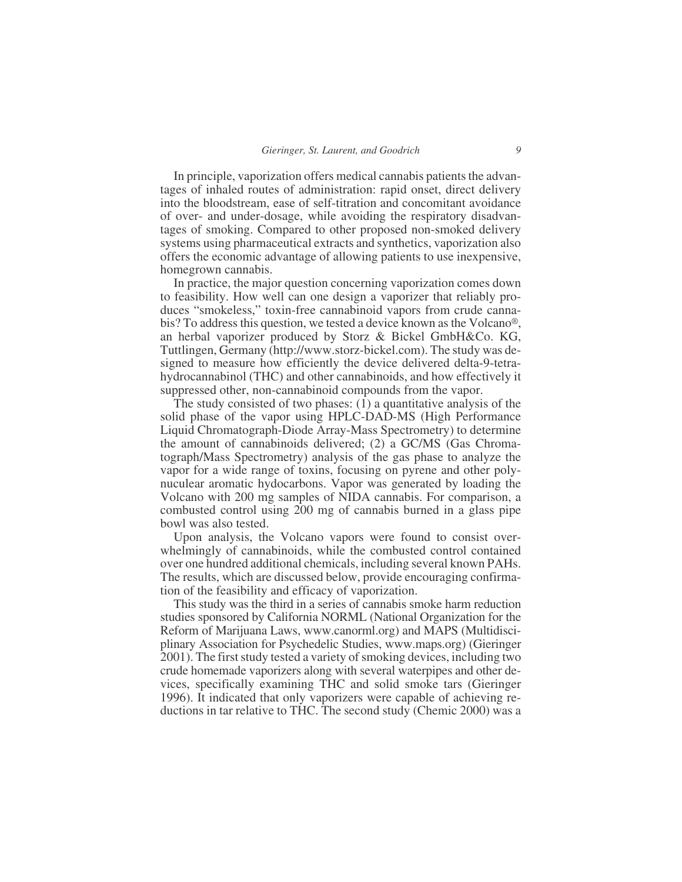In principle, vaporization offers medical cannabis patients the advantages of inhaled routes of administration: rapid onset, direct delivery into the bloodstream, ease of self-titration and concomitant avoidance of over- and under-dosage, while avoiding the respiratory disadvantages of smoking. Compared to other proposed non-smoked delivery systems using pharmaceutical extracts and synthetics, vaporization also offers the economic advantage of allowing patients to use inexpensive, homegrown cannabis.

In practice, the major question concerning vaporization comes down to feasibility. How well can one design a vaporizer that reliably produces "smokeless," toxin-free cannabinoid vapors from crude cannabis? To address this question, we tested a device known as the Volcano®, an herbal vaporizer produced by Storz & Bickel GmbH&Co. KG, Tuttlingen, Germany (http://www.storz-bickel.com). The study was designed to measure how efficiently the device delivered delta-9-tetrahydrocannabinol (THC) and other cannabinoids, and how effectively it suppressed other, non-cannabinoid compounds from the vapor.

The study consisted of two phases: (1) a quantitative analysis of the solid phase of the vapor using HPLC-DAD-MS (High Performance Liquid Chromatograph-Diode Array-Mass Spectrometry) to determine the amount of cannabinoids delivered; (2) a GC/MS (Gas Chromatograph/Mass Spectrometry) analysis of the gas phase to analyze the vapor for a wide range of toxins, focusing on pyrene and other polynuculear aromatic hydocarbons. Vapor was generated by loading the Volcano with 200 mg samples of NIDA cannabis. For comparison, a combusted control using 200 mg of cannabis burned in a glass pipe bowl was also tested.

Upon analysis, the Volcano vapors were found to consist overwhelmingly of cannabinoids, while the combusted control contained over one hundred additional chemicals, including several known PAHs. The results, which are discussed below, provide encouraging confirmation of the feasibility and efficacy of vaporization.

This study was the third in a series of cannabis smoke harm reduction studies sponsored by California NORML (National Organization for the Reform of Marijuana Laws, www.canorml.org) and MAPS (Multidisciplinary Association for Psychedelic Studies, www.maps.org) (Gieringer 2001). The first study tested a variety of smoking devices, including two crude homemade vaporizers along with several waterpipes and other devices, specifically examining THC and solid smoke tars (Gieringer 1996). It indicated that only vaporizers were capable of achieving reductions in tar relative to THC. The second study (Chemic 2000) was a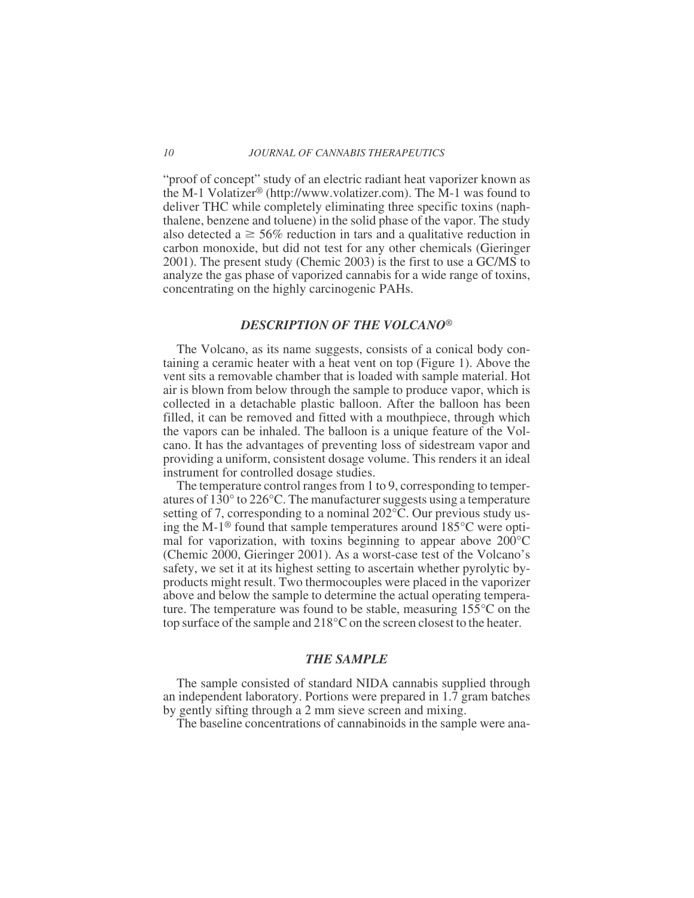"proof of concept" study of an electric radiant heat vaporizer known as the M-1 Volatizer® (http://www.volatizer.com). The M-1 was found to deliver THC while completely eliminating three specific toxins (naphthalene, benzene and toluene) in the solid phase of the vapor. The study also detected a $\geq$ 56% reduction in tars and a qualitative reduction in carbon monoxide, but did not test for any other chemicals (Gieringer 2001). The present study (Chemic 2003) is the first to use a GC/MS to analyze the gas phase of vaporized cannabis for a wide range of toxins, concentrating on the highly carcinogenic PAHs.

## *DESCRIPTION OF THE VOLCANO®*

The Volcano, as its name suggests, consists of a conical body containing a ceramic heater with a heat vent on top (Figure 1). Above the vent sits a removable chamber that is loaded with sample material. Hot air is blown from below through the sample to produce vapor, which is collected in a detachable plastic balloon. After the balloon has been filled, it can be removed and fitted with a mouthpiece, through which the vapors can be inhaled. The balloon is a unique feature of the Volcano. It has the advantages of preventing loss of sidestream vapor and providing a uniform, consistent dosage volume. This renders it an ideal instrument for controlled dosage studies.

The temperature control ranges from 1 to 9, corresponding to temperatures of 130° to 226°C. The manufacturer suggests using a temperature setting of 7, corresponding to a nominal 202°C. Our previous study using the M-1® found that sample temperatures around 185°C were optimal for vaporization, with toxins beginning to appear above 200°C (Chemic 2000, Gieringer 2001). As a worst-case test of the Volcano's safety, we set it at its highest setting to ascertain whether pyrolytic byproducts might result. Two thermocouples were placed in the vaporizer above and below the sample to determine the actual operating temperature. The temperature was found to be stable, measuring 155°C on the top surface of the sample and 218°C on the screen closest to the heater.

## *THE SAMPLE*

The sample consisted of standard NIDA cannabis supplied through an independent laboratory. Portions were prepared in 1.7 gram batches by gently sifting through a 2 mm sieve screen and mixing.

The baseline concentrations of cannabinoids in the sample were ana-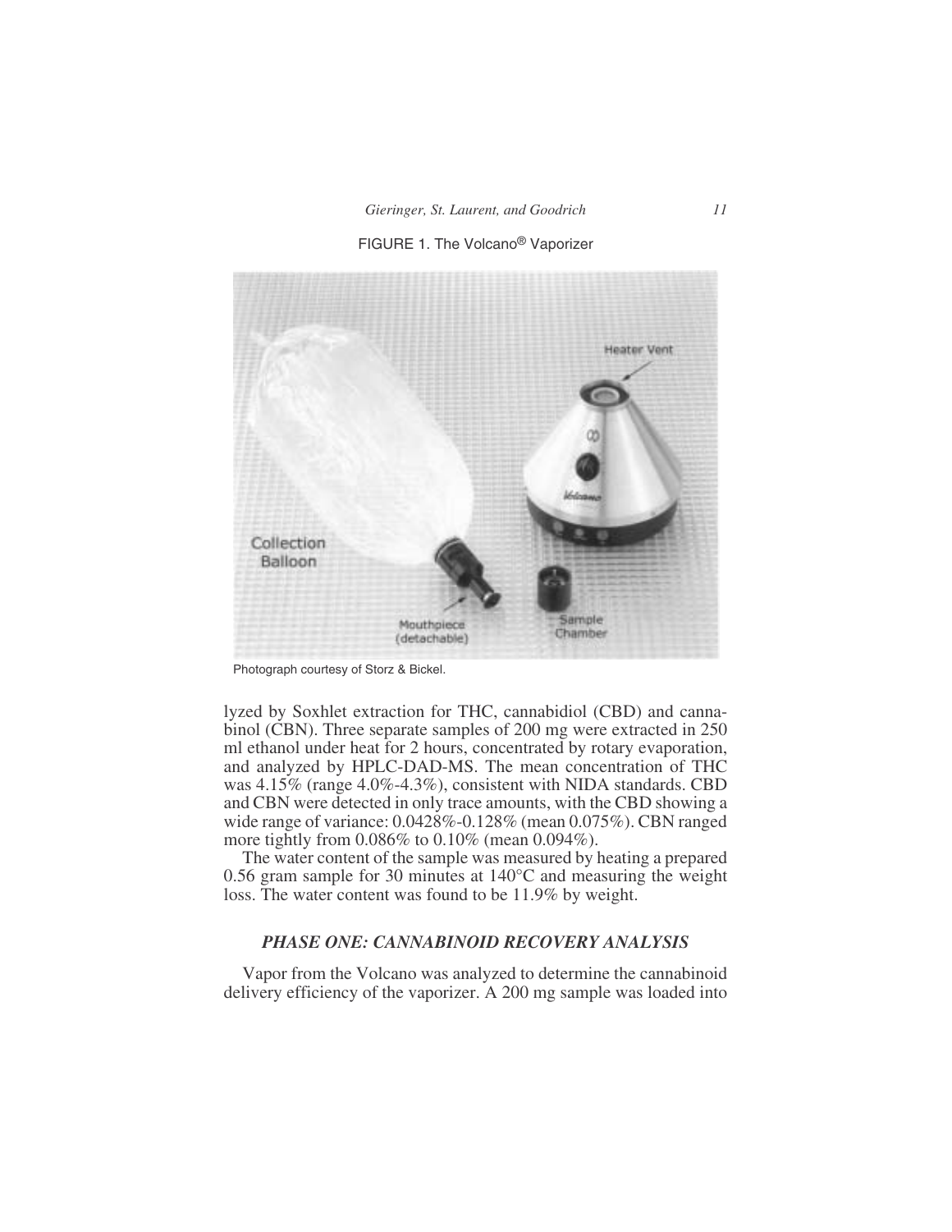FIGURE 1. The Volcano® Vaporizer

Photograph courtesy of Storz & Bickel.

lyzed by Soxhlet extraction for THC, cannabidiol (CBD) and cannabinol (CBN). Three separate samples of 200 mg were extracted in 250 ml ethanol under heat for 2 hours, concentrated by rotary evaporation, and analyzed by HPLC-DAD-MS. The mean concentration of THC was 4.15% (range 4.0%-4.3%), consistent with NIDA standards. CBD and CBN were detected in only trace amounts, with the CBD showing a wide range of variance: 0.0428%-0.128% (mean 0.075%). CBN ranged more tightly from 0.086% to 0.10% (mean 0.094%).

The water content of the sample was measured by heating a prepared 0.56 gram sample for 30 minutes at 140°C and measuring the weight loss. The water content was found to be 11.9% by weight.

### *PHASE ONE: CANNABINOID RECOVERY ANALYSIS*

Vapor from the Volcano was analyzed to determine the cannabinoid delivery efficiency of the vaporizer. A 200 mg sample was loaded into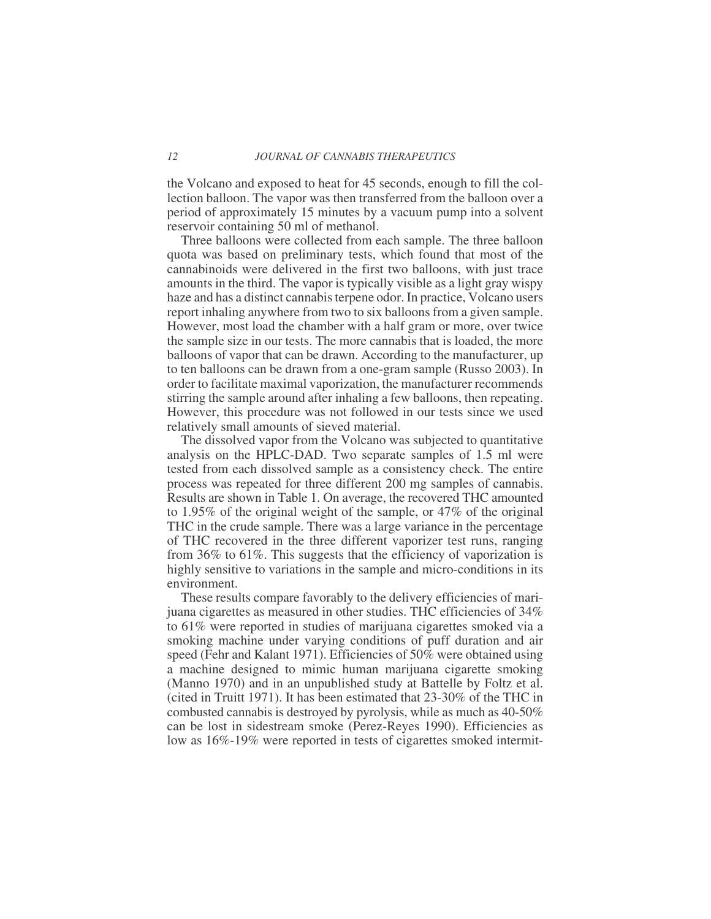the Volcano and exposed to heat for 45 seconds, enough to fill the collection balloon. The vapor was then transferred from the balloon over a period of approximately 15 minutes by a vacuum pump into a solvent reservoir containing 50 ml of methanol.

Three balloons were collected from each sample. The three balloon quota was based on preliminary tests, which found that most of the cannabinoids were delivered in the first two balloons, with just trace amounts in the third. The vapor is typically visible as a light gray wispy haze and has a distinct cannabis terpene odor. In practice, Volcano users report inhaling anywhere from two to six balloons from a given sample. However, most load the chamber with a half gram or more, over twice the sample size in our tests. The more cannabis that is loaded, the more balloons of vapor that can be drawn. According to the manufacturer, up to ten balloons can be drawn from a one-gram sample (Russo 2003). In order to facilitate maximal vaporization, the manufacturer recommends stirring the sample around after inhaling a few balloons, then repeating. However, this procedure was not followed in our tests since we used relatively small amounts of sieved material.

The dissolved vapor from the Volcano was subjected to quantitative analysis on the HPLC-DAD. Two separate samples of 1.5 ml were tested from each dissolved sample as a consistency check. The entire process was repeated for three different 200 mg samples of cannabis. Results are shown in Table 1. On average, the recovered THC amounted to 1.95% of the original weight of the sample, or 47% of the original THC in the crude sample. There was a large variance in the percentage of THC recovered in the three different vaporizer test runs, ranging from 36% to 61%. This suggests that the efficiency of vaporization is highly sensitive to variations in the sample and micro-conditions in its environment.

These results compare favorably to the delivery efficiencies of marijuana cigarettes as measured in other studies. THC efficiencies of 34% to 61% were reported in studies of marijuana cigarettes smoked via a smoking machine under varying conditions of puff duration and air speed (Fehr and Kalant 1971). Efficiencies of 50% were obtained using a machine designed to mimic human marijuana cigarette smoking (Manno 1970) and in an unpublished study at Battelle by Foltz et al. (cited in Truitt 1971). It has been estimated that 23-30% of the THC in combusted cannabis is destroyed by pyrolysis, while as much as 40-50% can be lost in sidestream smoke (Perez-Reyes 1990). Efficiencies as low as 16%-19% were reported in tests of cigarettes smoked intermit-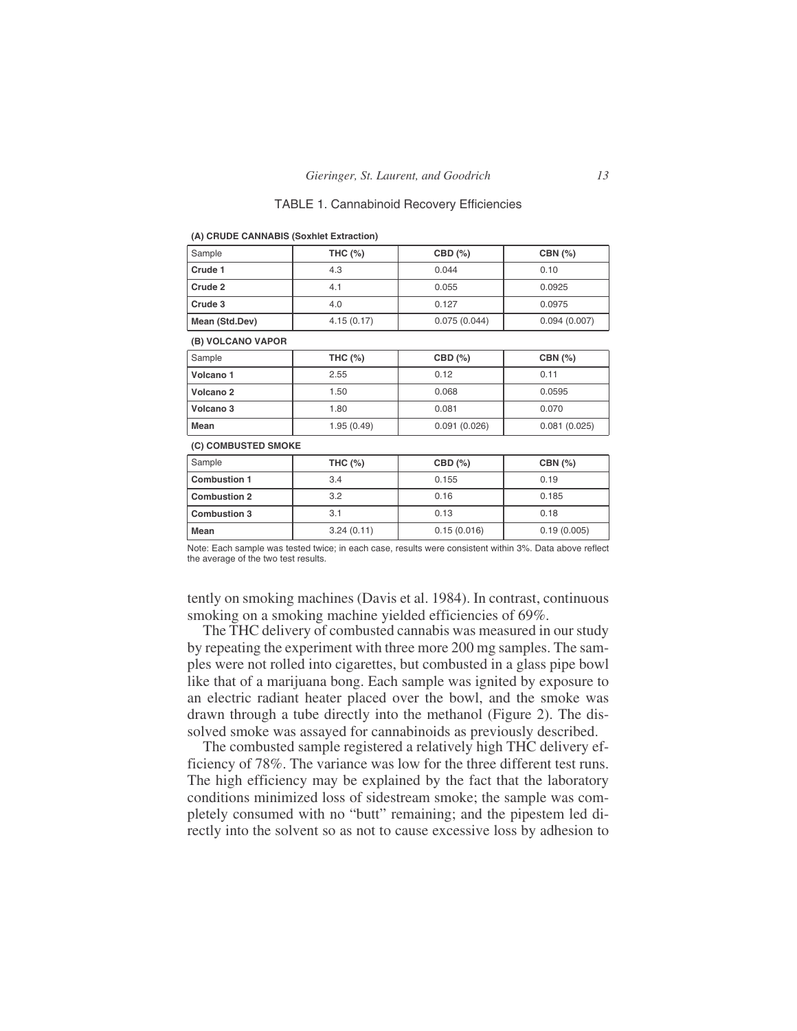TABLE 1. Cannabinoid Recovery Efficiencies

**(A) CRUDE CANNABIS (Soxhlet Extraction)**

| Sample | THC (%) | CBD (%) | CBN (%) |
|---|---|---|---|
| **Crude 1** | 4.3 | 0.044 | 0.10 |
| **Crude 2** | 4.1 | 0.055 | 0.0925 |
| **Crude 3** | 4.0 | 0.127 | 0.0975 |
| **Mean (Std.Dev)** | 4.15 (0.17) | 0.075 (0.044) | 0.094 (0.007) |

**(B) VOLCANO VAPOR**

| Sample | THC (%) | CBD (%) | CBN (%) |
|---|---|---|---|
| **Volcano 1** | 2.55 | 0.12 | 0.11 |
| **Volcano 2** | 1.50 | 0.068 | 0.0595 |
| **Volcano 3** | 1.80 | 0.081 | 0.070 |
| **Mean** | 1.95 (0.49) | 0.091 (0.026) | 0.081 (0.025) |

**(C) COMBUSTED SMOKE**

| Sample | THC (%) | CBD (%) | CBN (%) |
|---|---|---|---|
| **Combustion 1** | 3.4 | 0.155 | 0.19 |
| **Combustion 2** | 3.2 | 0.16 | 0.185 |
| **Combustion 3** | 3.1 | 0.13 | 0.18 |
| **Mean** | 3.24 (0.11) | 0.15 (0.016) | 0.19 (0.005) |

Note: Each sample was tested twice; in each case, results were consistent within 3%. Data above reflect the average of the two test results.

tently on smoking machines (Davis et al. 1984). In contrast, continuous smoking on a smoking machine yielded efficiencies of 69%.

The THC delivery of combusted cannabis was measured in our study by repeating the experiment with three more 200 mg samples. The samples were not rolled into cigarettes, but combusted in a glass pipe bowl like that of a marijuana bong. Each sample was ignited by exposure to an electric radiant heater placed over the bowl, and the smoke was drawn through a tube directly into the methanol (Figure 2). The dissolved smoke was assayed for cannabinoids as previously described.

The combusted sample registered a relatively high THC delivery efficiency of 78%. The variance was low for the three different test runs. The high efficiency may be explained by the fact that the laboratory conditions minimized loss of sidestream smoke; the sample was completely consumed with no "butt" remaining; and the pipestem led directly into the solvent so as not to cause excessive loss by adhesion to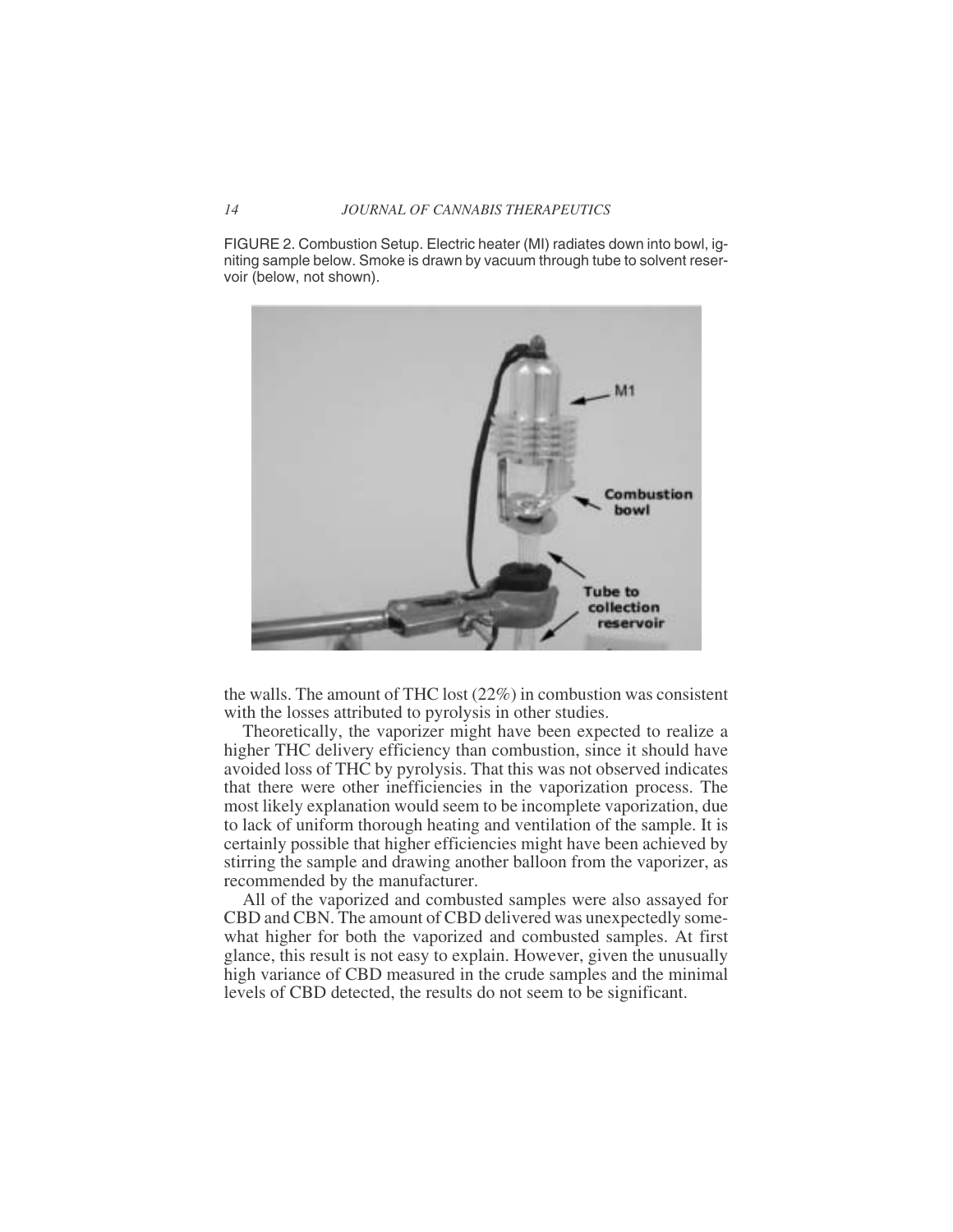FIGURE 2. Combustion Setup. Electric heater (MI) radiates down into bowl, igniting sample below. Smoke is drawn by vacuum through tube to solvent reservoir (below, not shown).

the walls. The amount of THC lost (22%) in combustion was consistent with the losses attributed to pyrolysis in other studies.

Theoretically, the vaporizer might have been expected to realize a higher THC delivery efficiency than combustion, since it should have avoided loss of THC by pyrolysis. That this was not observed indicates that there were other inefficiencies in the vaporization process. The most likely explanation would seem to be incomplete vaporization, due to lack of uniform thorough heating and ventilation of the sample. It is certainly possible that higher efficiencies might have been achieved by stirring the sample and drawing another balloon from the vaporizer, as recommended by the manufacturer.

All of the vaporized and combusted samples were also assayed for CBD and CBN. The amount of CBD delivered was unexpectedly somewhat higher for both the vaporized and combusted samples. At first glance, this result is not easy to explain. However, given the unusually high variance of CBD measured in the crude samples and the minimal levels of CBD detected, the results do not seem to be significant.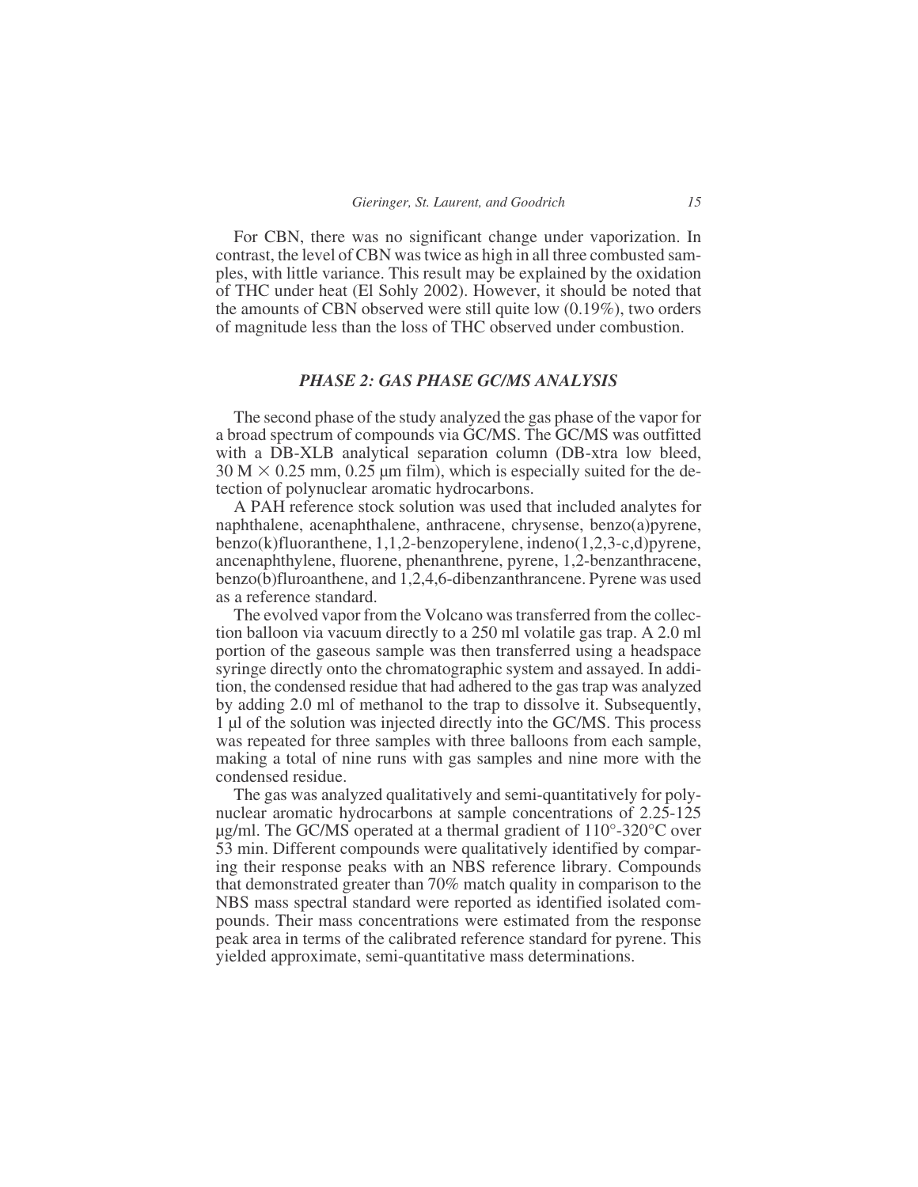For CBN, there was no significant change under vaporization. In contrast, the level of CBN was twice as high in all three combusted samples, with little variance. This result may be explained by the oxidation of THC under heat (El Sohly 2002). However, it should be noted that the amounts of CBN observed were still quite low (0.19%), two orders of magnitude less than the loss of THC observed under combustion.

## *PHASE 2: GAS PHASE GC/MS ANALYSIS*

The second phase of the study analyzed the gas phase of the vapor for a broad spectrum of compounds via GC/MS. The GC/MS was outfitted with a DB-XLB analytical separation column (DB-xtra low bleed, 30 M × 0.25 mm, 0.25 μm film), which is especially suited for the detection of polynuclear aromatic hydrocarbons.

A PAH reference stock solution was used that included analytes for naphthalene, acenaphthalene, anthracene, chrysense, benzo(a)pyrene, benzo(k)fluoranthene, 1,1,2-benzoperylene, indeno(1,2,3-c,d)pyrene, ancenaphthylene, fluorene, phenanthrene, pyrene, 1,2-benzanthracene, benzo(b)fluroanthene, and 1,2,4,6-dibenzanthrancene. Pyrene was used as a reference standard.

The evolved vapor from the Volcano was transferred from the collection balloon via vacuum directly to a 250 ml volatile gas trap. A 2.0 ml portion of the gaseous sample was then transferred using a headspace syringe directly onto the chromatographic system and assayed. In addition, the condensed residue that had adhered to the gas trap was analyzed by adding 2.0 ml of methanol to the trap to dissolve it. Subsequently, 1 μl of the solution was injected directly into the GC/MS. This process was repeated for three samples with three balloons from each sample, making a total of nine runs with gas samples and nine more with the condensed residue.

The gas was analyzed qualitatively and semi-quantitatively for polynuclear aromatic hydrocarbons at sample concentrations of 2.25-125 μg/ml. The GC/MS operated at a thermal gradient of 110°-320°C over 53 min. Different compounds were qualitatively identified by comparing their response peaks with an NBS reference library. Compounds that demonstrated greater than 70% match quality in comparison to the NBS mass spectral standard were reported as identified isolated compounds. Their mass concentrations were estimated from the response peak area in terms of the calibrated reference standard for pyrene. This yielded approximate, semi-quantitative mass determinations.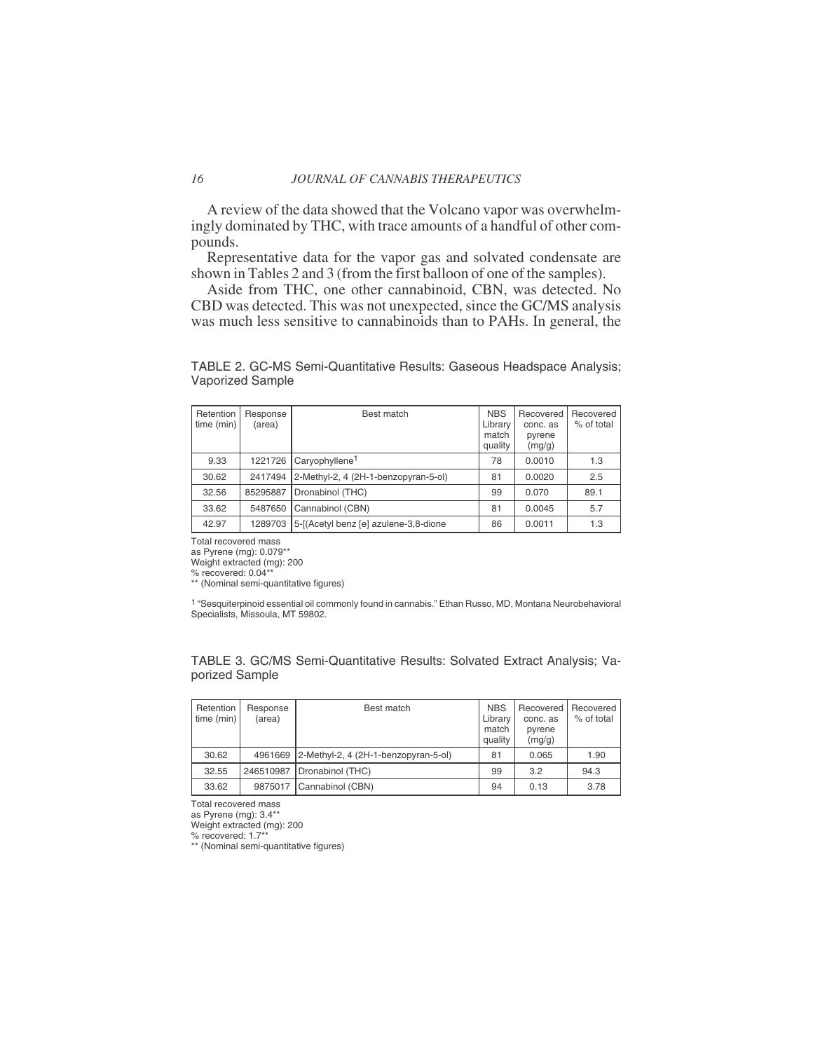A review of the data showed that the Volcano vapor was overwhelmingly dominated by THC, with trace amounts of a handful of other compounds.

Representative data for the vapor gas and solvated condensate are shown in Tables 2 and 3 (from the first balloon of one of the samples).

Aside from THC, one other cannabinoid, CBN, was detected. No CBD was detected. This was not unexpected, since the GC/MS analysis was much less sensitive to cannabinoids than to PAHs. In general, the

TABLE 2. GC-MS Semi-Quantitative Results: Gaseous Headspace Analysis; Vaporized Sample

| Retention time (min) | Response (area) | Best match | NBS Library match quality | Recovered conc. as pyrene (mg/g) | Recovered % of total |
|---|---|---|---|---|---|
| 9.33 | 1221726 | Caryophyllene[1] | 78 | 0.0010 | 1.3 |
| 30.62 | 2417494 | 2-Methyl-2, 4 (2H-1-benzopyran-5-ol) | 81 | 0.0020 | 2.5 |
| 32.56 | 85295887 | Dronabinol (THC) | 99 | 0.070 | 89.1 |
| 33.62 | 5487650 | Cannabinol (CBN) | 81 | 0.0045 | 5.7 |
| 42.97 | 1289703 | 5-[(Acetyl benz [e] azulene-3,8-dione | 86 | 0.0011 | 1.3 |

Total recovered mass
as Pyrene (mg): 0.079**
Weight extracted (mg): 200
% recovered: 0.04**
** (Nominal semi-quantitative figures)

[1] "Sesquiterpinoid essential oil commonly found in cannabis." Ethan Russo, MD, Montana Neurobehavioral Specialists, Missoula, MT 59802.

TABLE 3. GC/MS Semi-Quantitative Results: Solvated Extract Analysis; Vaporized Sample

| Retention time (min) | Response (area) | Best match | NBS Library match quality | Recovered conc. as pyrene (mg/g) | Recovered % of total |
|---|---|---|---|---|---|
| 30.62 | 4961669 | 2-Methyl-2, 4 (2H-1-benzopyran-5-ol) | 81 | 0.065 | 1.90 |
| 32.55 | 246510987 | Dronabinol (THC) | 99 | 3.2 | 94.3 |
| 33.62 | 9875017 | Cannabinol (CBN) | 94 | 0.13 | 3.78 |

Total recovered mass
as Pyrene (mg): 3.4**
Weight extracted (mg): 200
% recovered: 1.7**
** (Nominal semi-quantitative figures)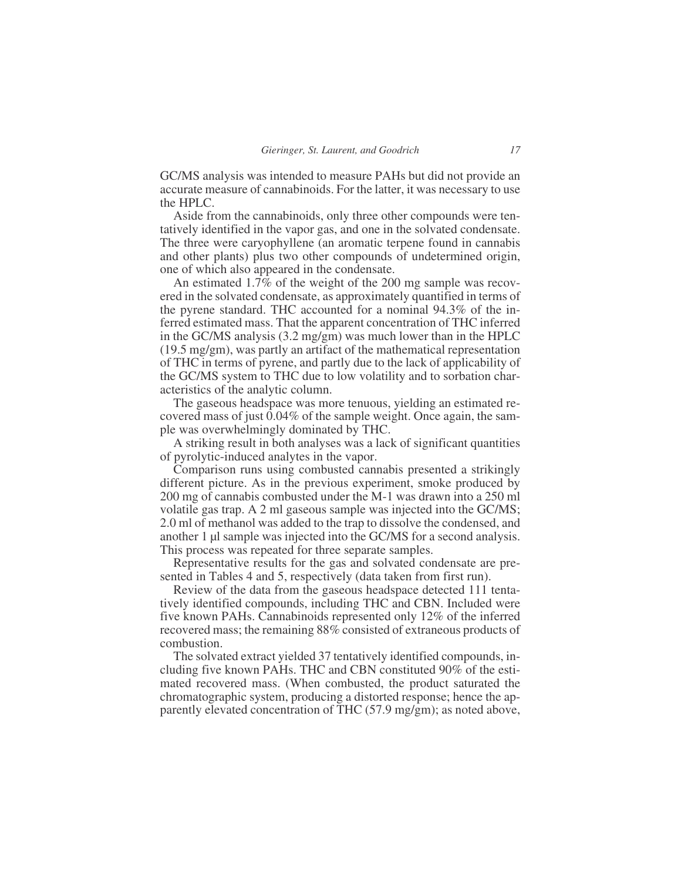GC/MS analysis was intended to measure PAHs but did not provide an accurate measure of cannabinoids. For the latter, it was necessary to use the HPLC.

Aside from the cannabinoids, only three other compounds were tentatively identified in the vapor gas, and one in the solvated condensate. The three were caryophyllene (an aromatic terpene found in cannabis and other plants) plus two other compounds of undetermined origin, one of which also appeared in the condensate.

An estimated 1.7% of the weight of the 200 mg sample was recovered in the solvated condensate, as approximately quantified in terms of the pyrene standard. THC accounted for a nominal 94.3% of the inferred estimated mass. That the apparent concentration of THC inferred in the GC/MS analysis (3.2 mg/gm) was much lower than in the HPLC (19.5 mg/gm), was partly an artifact of the mathematical representation of THC in terms of pyrene, and partly due to the lack of applicability of the GC/MS system to THC due to low volatility and to sorbation characteristics of the analytic column.

The gaseous headspace was more tenuous, yielding an estimated recovered mass of just 0.04% of the sample weight. Once again, the sample was overwhelmingly dominated by THC.

A striking result in both analyses was a lack of significant quantities of pyrolytic-induced analytes in the vapor.

Comparison runs using combusted cannabis presented a strikingly different picture. As in the previous experiment, smoke produced by 200 mg of cannabis combusted under the M-1 was drawn into a 250 ml volatile gas trap. A 2 ml gaseous sample was injected into the GC/MS; 2.0 ml of methanol was added to the trap to dissolve the condensed, and another 1 μl sample was injected into the GC/MS for a second analysis. This process was repeated for three separate samples.

Representative results for the gas and solvated condensate are presented in Tables 4 and 5, respectively (data taken from first run).

Review of the data from the gaseous headspace detected 111 tentatively identified compounds, including THC and CBN. Included were five known PAHs. Cannabinoids represented only 12% of the inferred recovered mass; the remaining 88% consisted of extraneous products of combustion.

The solvated extract yielded 37 tentatively identified compounds, including five known PAHs. THC and CBN constituted 90% of the estimated recovered mass. (When combusted, the product saturated the chromatographic system, producing a distorted response; hence the apparently elevated concentration of THC (57.9 mg/gm); as noted above,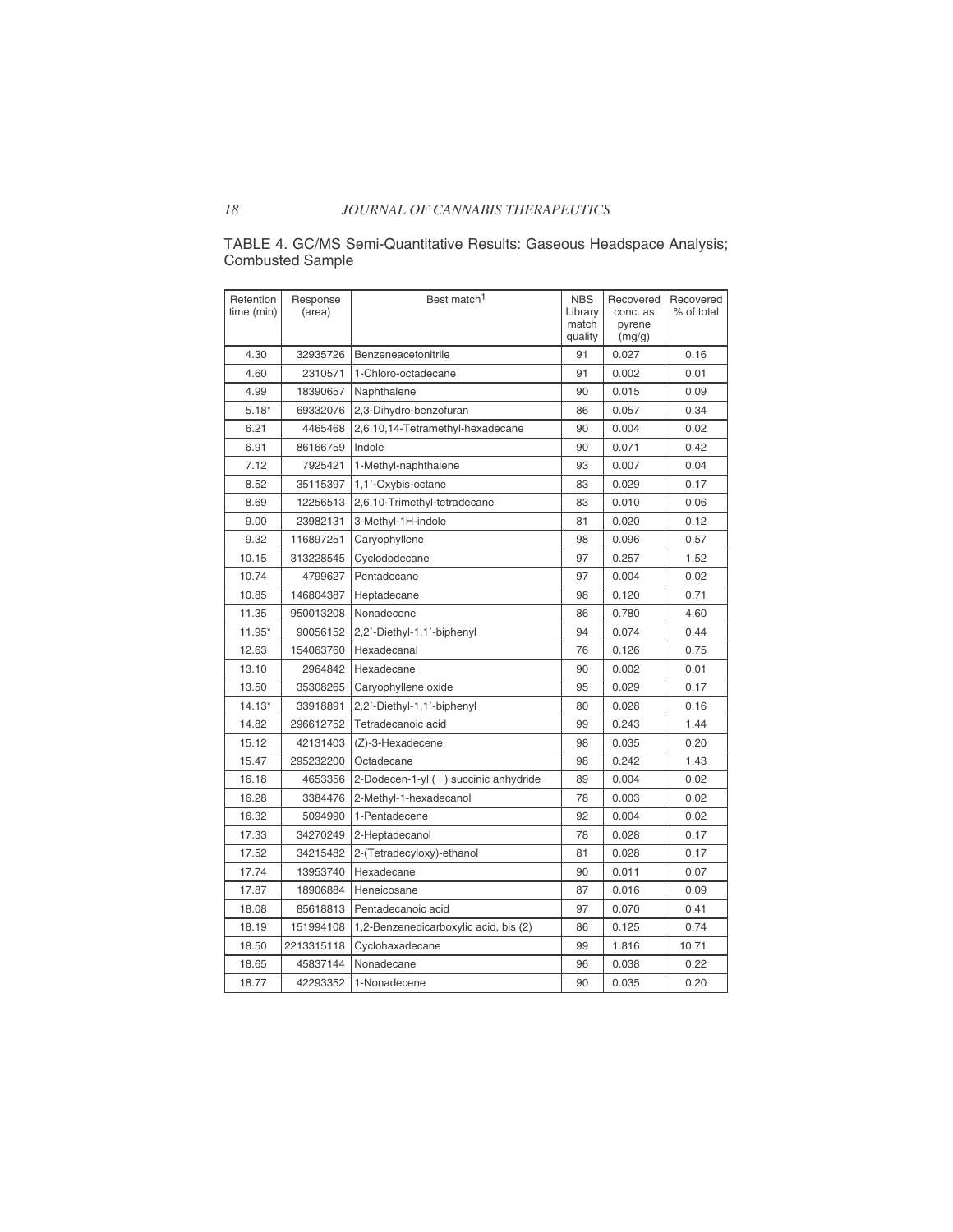TABLE 4. GC/MS Semi-Quantitative Results: Gaseous Headspace Analysis; Combusted Sample

| Retention time (min) | Response (area) | Best match[1] | NBS Library match quality | Recovered conc. as pyrene (mg/g) | Recovered % of total |
|---|---|---|---|---|---|
| 4.30 | 32935726 | Benzeneacetonitrile | 91 | 0.027 | 0.16 |
| 4.60 | 2310571 | 1-Chloro-octadecane | 91 | 0.002 | 0.01 |
| 4.99 | 18390657 | Naphthalene | 90 | 0.015 | 0.09 |
| 5.18* | 69332076 | 2,3-Dihydro-benzofuran | 86 | 0.057 | 0.34 |
| 6.21 | 4465468 | 2,6,10,14-Tetramethyl-hexadecane | 90 | 0.004 | 0.02 |
| 6.91 | 86166759 | Indole | 90 | 0.071 | 0.42 |
| 7.12 | 7925421 | 1-Methyl-naphthalene | 93 | 0.007 | 0.04 |
| 8.52 | 35115397 | 1,1′-Oxybis-octane | 83 | 0.029 | 0.17 |
| 8.69 | 12256513 | 2,6,10-Trimethyl-tetradecane | 83 | 0.010 | 0.06 |
| 9.00 | 23982131 | 3-Methyl-1H-indole | 81 | 0.020 | 0.12 |
| 9.32 | 116897251 | Caryophyllene | 98 | 0.096 | 0.57 |
| 10.15 | 313228545 | Cyclododecane | 97 | 0.257 | 1.52 |
| 10.74 | 4799627 | Pentadecane | 97 | 0.004 | 0.02 |
| 10.85 | 146804387 | Heptadecane | 98 | 0.120 | 0.71 |
| 11.35 | 950013208 | Nonadecene | 86 | 0.780 | 4.60 |
| 11.95* | 90056152 | 2,2′-Diethyl-1,1′-biphenyl | 94 | 0.074 | 0.44 |
| 12.63 | 154063760 | Hexadecanal | 76 | 0.126 | 0.75 |
| 13.10 | 2964842 | Hexadecane | 90 | 0.002 | 0.01 |
| 13.50 | 35308265 | Caryophyllene oxide | 95 | 0.029 | 0.17 |
| 14.13* | 33918891 | 2,2′-Diethyl-1,1′-biphenyl | 80 | 0.028 | 0.16 |
| 14.82 | 296612752 | Tetradecanoic acid | 99 | 0.243 | 1.44 |
| 15.12 | 42131403 | (Z)-3-Hexadecene | 98 | 0.035 | 0.20 |
| 15.47 | 295232200 | Octadecane | 98 | 0.242 | 1.43 |
| 16.18 | 4653356 | 2-Dodecen-1-yl (−) succinic anhydride | 89 | 0.004 | 0.02 |
| 16.28 | 3384476 | 2-Methyl-1-hexadecanol | 78 | 0.003 | 0.02 |
| 16.32 | 5094990 | 1-Pentadecene | 92 | 0.004 | 0.02 |
| 17.33 | 34270249 | 2-Heptadecanol | 78 | 0.028 | 0.17 |
| 17.52 | 34215482 | 2-(Tetradecyloxy)-ethanol | 81 | 0.028 | 0.17 |
| 17.74 | 13953740 | Hexadecane | 90 | 0.011 | 0.07 |
| 17.87 | 18906884 | Heneicosane | 87 | 0.016 | 0.09 |
| 18.08 | 85618813 | Pentadecanoic acid | 97 | 0.070 | 0.41 |
| 18.19 | 151994108 | 1,2-Benzenedicarboxylic acid, bis (2) | 86 | 0.125 | 0.74 |
| 18.50 | 2213315118 | Cyclohaxadecane | 99 | 1.816 | 10.71 |
| 18.65 | 45837144 | Nonadecane | 96 | 0.038 | 0.22 |
| 18.77 | 42293352 | 1-Nonadecene | 90 | 0.035 | 0.20 |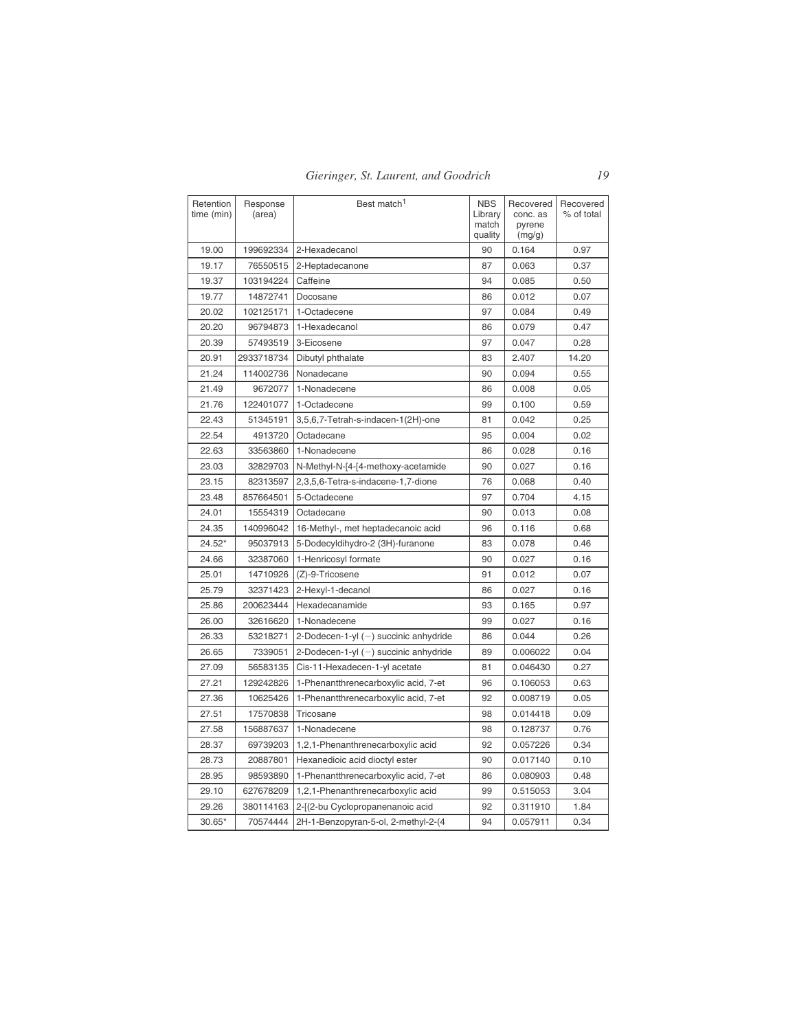| Retention time (min) | Response (area) | Best match[1] | NBS Library match quality | Recovered conc. as pyrene (mg/g) | Recovered % of total |
|---|---|---|---|---|---|
| 19.00 | 199692334 | 2-Hexadecanol | 90 | 0.164 | 0.97 |
| 19.17 | 76550515 | 2-Heptadecanone | 87 | 0.063 | 0.37 |
| 19.37 | 103194224 | Caffeine | 94 | 0.085 | 0.50 |
| 19.77 | 14872741 | Docosane | 86 | 0.012 | 0.07 |
| 20.02 | 102125171 | 1-Octadecene | 97 | 0.084 | 0.49 |
| 20.20 | 96794873 | 1-Hexadecanol | 86 | 0.079 | 0.47 |
| 20.39 | 57493519 | 3-Eicosene | 97 | 0.047 | 0.28 |
| 20.91 | 2933718734 | Dibutyl phthalate | 83 | 2.407 | 14.20 |
| 21.24 | 114002736 | Nonadecane | 90 | 0.094 | 0.55 |
| 21.49 | 9672077 | 1-Nonadecene | 86 | 0.008 | 0.05 |
| 21.76 | 122401077 | 1-Octadecene | 99 | 0.100 | 0.59 |
| 22.43 | 51345191 | 3,5,6,7-Tetrah-s-indacen-1(2H)-one | 81 | 0.042 | 0.25 |
| 22.54 | 4913720 | Octadecane | 95 | 0.004 | 0.02 |
| 22.63 | 33563860 | 1-Nonadecene | 86 | 0.028 | 0.16 |
| 23.03 | 32829703 | N-Methyl-N-[4-[4-methoxy-acetamide | 90 | 0.027 | 0.16 |
| 23.15 | 82313597 | 2,3,5,6-Tetra-s-indacene-1,7-dione | 76 | 0.068 | 0.40 |
| 23.48 | 857664501 | 5-Octadecene | 97 | 0.704 | 4.15 |
| 24.01 | 15554319 | Octadecane | 90 | 0.013 | 0.08 |
| 24.35 | 140996042 | 16-Methyl-, met heptadecanoic acid | 96 | 0.116 | 0.68 |
| 24.52* | 95037913 | 5-Dodecyldihydro-2 (3H)-furanone | 83 | 0.078 | 0.46 |
| 24.66 | 32387060 | 1-Henricosyl formate | 90 | 0.027 | 0.16 |
| 25.01 | 14710926 | (Z)-9-Tricosene | 91 | 0.012 | 0.07 |
| 25.79 | 32371423 | 2-Hexyl-1-decanol | 86 | 0.027 | 0.16 |
| 25.86 | 200623444 | Hexadecanamide | 93 | 0.165 | 0.97 |
| 26.00 | 32616620 | 1-Nonadecene | 99 | 0.027 | 0.16 |
| 26.33 | 53218271 | 2-Dodecen-1-yl (−) succinic anhydride | 86 | 0.044 | 0.26 |
| 26.65 | 7339051 | 2-Dodecen-1-yl (−) succinic anhydride | 89 | 0.006022 | 0.04 |
| 27.09 | 56583135 | Cis-11-Hexadecen-1-yl acetate | 81 | 0.046430 | 0.27 |
| 27.21 | 129242826 | 1-Phenantthrenecarboxylic acid, 7-et | 96 | 0.106053 | 0.63 |
| 27.36 | 10625426 | 1-Phenantthrenecarboxylic acid, 7-et | 92 | 0.008719 | 0.05 |
| 27.51 | 17570838 | Tricosane | 98 | 0.014418 | 0.09 |
| 27.58 | 156887637 | 1-Nonadecene | 98 | 0.128737 | 0.76 |
| 28.37 | 69739203 | 1,2,1-Phenanthrenecarboxylic acid | 92 | 0.057226 | 0.34 |
| 28.73 | 20887801 | Hexanedioic acid dioctyl ester | 90 | 0.017140 | 0.10 |
| 28.95 | 98593890 | 1-Phenantthrenecarboxylic acid, 7-et | 86 | 0.080903 | 0.48 |
| 29.10 | 627678209 | 1,2,1-Phenanthrenecarboxylic acid | 99 | 0.515053 | 3.04 |
| 29.26 | 380114163 | 2-[(2-bu Cyclopropanenanoic acid | 92 | 0.311910 | 1.84 |
| 30.65* | 70574444 | 2H-1-Benzopyran-5-ol, 2-methyl-2-(4 | 94 | 0.057911 | 0.34 |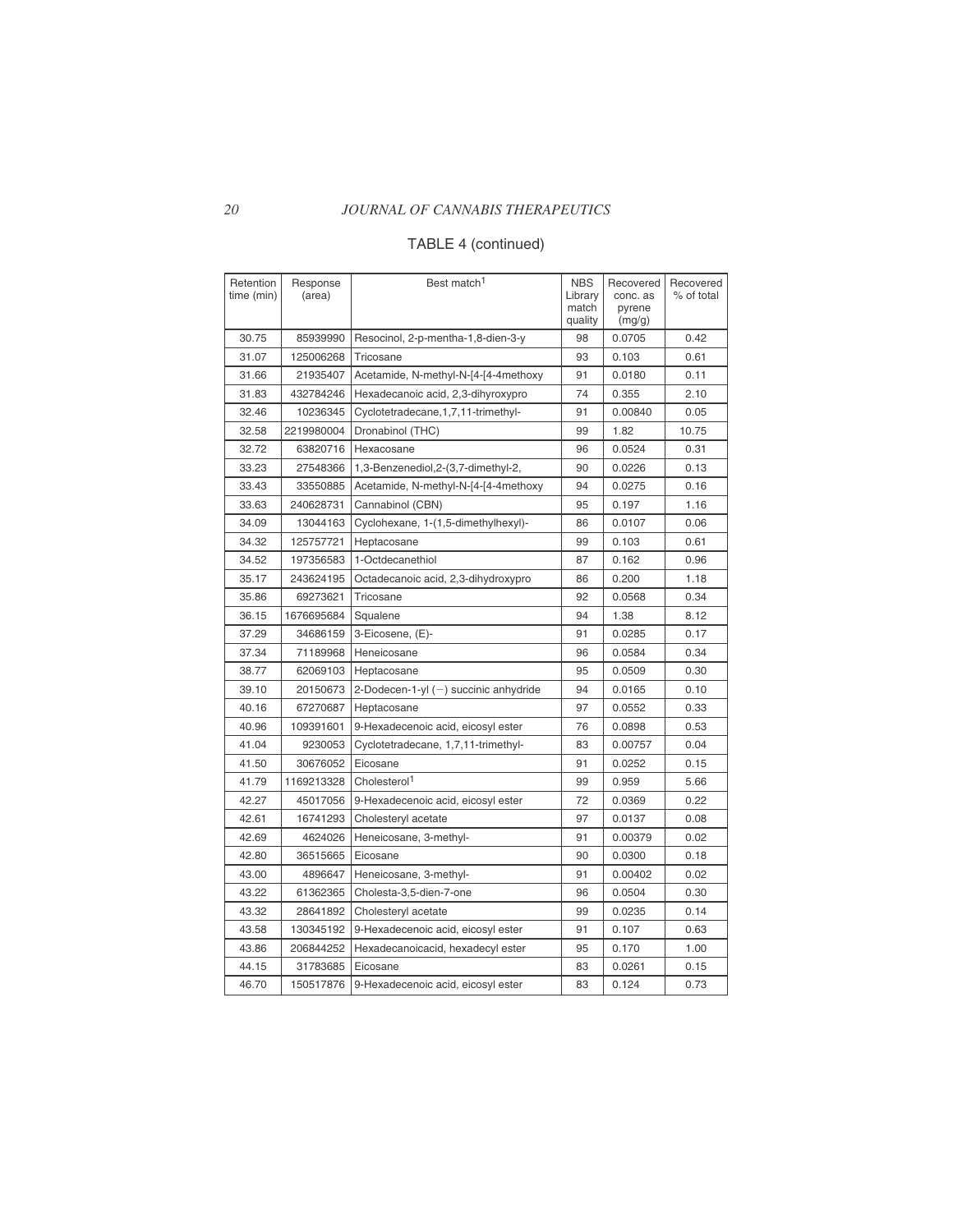TABLE 4 (continued)

| Retention time (min) | Response (area) | Best match[1] | NBS Library match quality | Recovered conc. as pyrene (mg/g) | Recovered % of total |
|---|---|---|---|---|---|
| 30.75 | 85939990 | Resocinol, 2-p-mentha-1,8-dien-3-y | 98 | 0.0705 | 0.42 |
| 31.07 | 125006268 | Tricosane | 93 | 0.103 | 0.61 |
| 31.66 | 21935407 | Acetamide, N-methyl-N-[4-[4-4methoxy | 91 | 0.0180 | 0.11 |
| 31.83 | 432784246 | Hexadecanoic acid, 2,3-dihyroxypro | 74 | 0.355 | 2.10 |
| 32.46 | 10236345 | Cyclotetradecane,1,7,11-trimethyl- | 91 | 0.00840 | 0.05 |
| 32.58 | 2219980004 | Dronabinol (THC) | 99 | 1.82 | 10.75 |
| 32.72 | 63820716 | Hexacosane | 96 | 0.0524 | 0.31 |
| 33.23 | 27548366 | 1,3-Benzenediol,2-(3,7-dimethyl-2, | 90 | 0.0226 | 0.13 |
| 33.43 | 33550885 | Acetamide, N-methyl-N-[4-[4-4methoxy | 94 | 0.0275 | 0.16 |
| 33.63 | 240628731 | Cannabinol (CBN) | 95 | 0.197 | 1.16 |
| 34.09 | 13044163 | Cyclohexane, 1-(1,5-dimethylhexyl)- | 86 | 0.0107 | 0.06 |
| 34.32 | 125757721 | Heptacosane | 99 | 0.103 | 0.61 |
| 34.52 | 197356583 | 1-Octdecanethiol | 87 | 0.162 | 0.96 |
| 35.17 | 243624195 | Octadecanoic acid, 2,3-dihydroxypro | 86 | 0.200 | 1.18 |
| 35.86 | 69273621 | Tricosane | 92 | 0.0568 | 0.34 |
| 36.15 | 1676695684 | Squalene | 94 | 1.38 | 8.12 |
| 37.29 | 34686159 | 3-Eicosene, (E)- | 91 | 0.0285 | 0.17 |
| 37.34 | 71189968 | Heneicosane | 96 | 0.0584 | 0.34 |
| 38.77 | 62069103 | Heptacosane | 95 | 0.0509 | 0.30 |
| 39.10 | 20150673 | 2-Dodecen-1-yl (−) succinic anhydride | 94 | 0.0165 | 0.10 |
| 40.16 | 67270687 | Heptacosane | 97 | 0.0552 | 0.33 |
| 40.96 | 109391601 | 9-Hexadecenoic acid, eicosyl ester | 76 | 0.0898 | 0.53 |
| 41.04 | 9230053 | Cyclotetradecane, 1,7,11-trimethyl- | 83 | 0.00757 | 0.04 |
| 41.50 | 30676052 | Eicosane | 91 | 0.0252 | 0.15 |
| 41.79 | 1169213328 | Cholesterol[1] | 99 | 0.959 | 5.66 |
| 42.27 | 45017056 | 9-Hexadecenoic acid, eicosyl ester | 72 | 0.0369 | 0.22 |
| 42.61 | 16741293 | Cholesteryl acetate | 97 | 0.0137 | 0.08 |
| 42.69 | 4624026 | Heneicosane, 3-methyl- | 91 | 0.00379 | 0.02 |
| 42.80 | 36515665 | Eicosane | 90 | 0.0300 | 0.18 |
| 43.00 | 4896647 | Heneicosane, 3-methyl- | 91 | 0.00402 | 0.02 |
| 43.22 | 61362365 | Cholesta-3,5-dien-7-one | 96 | 0.0504 | 0.30 |
| 43.32 | 28641892 | Cholesteryl acetate | 99 | 0.0235 | 0.14 |
| 43.58 | 130345192 | 9-Hexadecenoic acid, eicosyl ester | 91 | 0.107 | 0.63 |
| 43.86 | 206844252 | Hexadecanoicacid, hexadecyl ester | 95 | 0.170 | 1.00 |
| 44.15 | 31783685 | Eicosane | 83 | 0.0261 | 0.15 |
| 46.70 | 150517876 | 9-Hexadecenoic acid, eicosyl ester | 83 | 0.124 | 0.73 |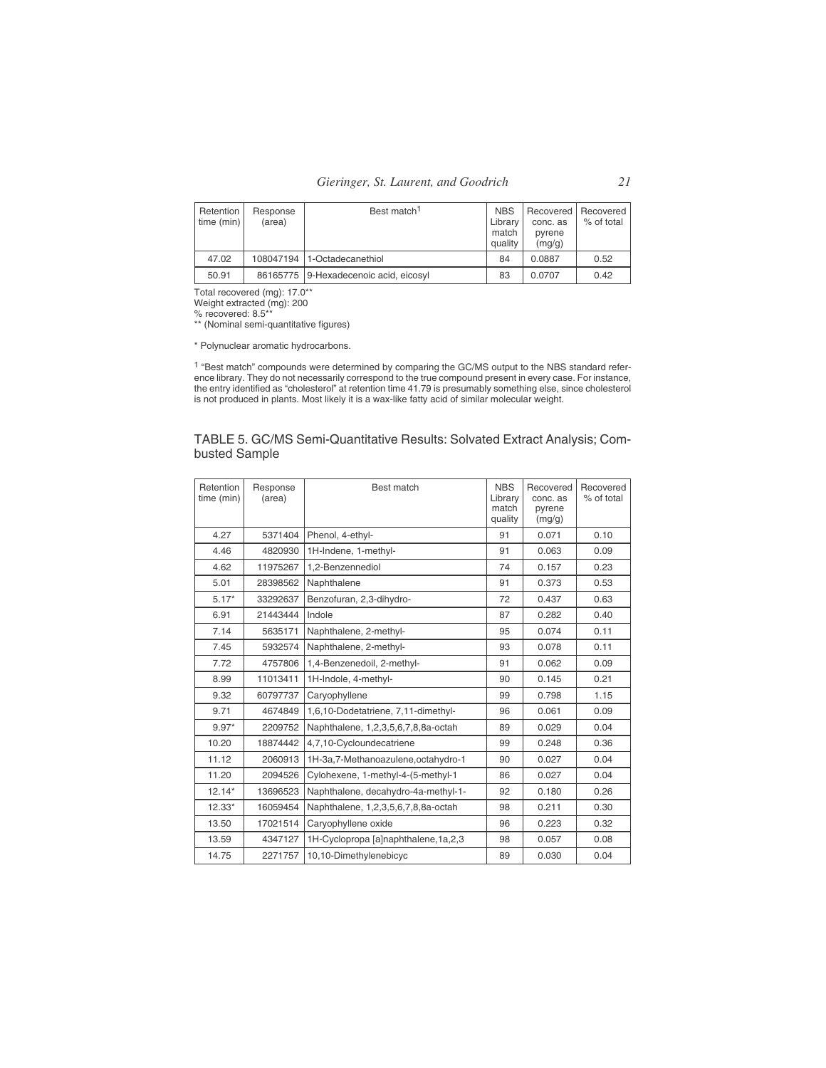| Retention time (min) | Response (area) | Best match[1] | NBS Library match quality | Recovered conc. as pyrene (mg/g) | Recovered % of total |
|---|---|---|---|---|---|
| 47.02 | 108047194 | 1-Octadecanethiol | 84 | 0.0887 | 0.52 |
| 50.91 | 86165775 | 9-Hexadecenoic acid, eicosyl | 83 | 0.0707 | 0.42 |

Total recovered (mg): 17.0**
Weight extracted (mg): 200
% recovered: 8.5**
** (Nominal semi-quantitative figures)

* Polynuclear aromatic hydrocarbons.

[1] "Best match" compounds were determined by comparing the GC/MS output to the NBS standard reference library. They do not necessarily correspond to the true compound present in every case. For instance, the entry identified as "cholesterol" at retention time 41.79 is presumably something else, since cholesterol is not produced in plants. Most likely it is a wax-like fatty acid of similar molecular weight.

## TABLE 5. GC/MS Semi-Quantitative Results: Solvated Extract Analysis; Combusted Sample

| Retention time (min) | Response (area) | Best match | NBS Library match quality | Recovered conc. as pyrene (mg/g) | Recovered % of total |
|---|---|---|---|---|---|
| 4.27 | 5371404 | Phenol, 4-ethyl- | 91 | 0.071 | 0.10 |
| 4.46 | 4820930 | 1H-Indene, 1-methyl- | 91 | 0.063 | 0.09 |
| 4.62 | 11975267 | 1,2-Benzennediol | 74 | 0.157 | 0.23 |
| 5.01 | 28398562 | Naphthalene | 91 | 0.373 | 0.53 |
| 5.17* | 33292637 | Benzofuran, 2,3-dihydro- | 72 | 0.437 | 0.63 |
| 6.91 | 21443444 | Indole | 87 | 0.282 | 0.40 |
| 7.14 | 5635171 | Naphthalene, 2-methyl- | 95 | 0.074 | 0.11 |
| 7.45 | 5932574 | Naphthalene, 2-methyl- | 93 | 0.078 | 0.11 |
| 7.72 | 4757806 | 1,4-Benzenedoil, 2-methyl- | 91 | 0.062 | 0.09 |
| 8.99 | 11013411 | 1H-Indole, 4-methyl- | 90 | 0.145 | 0.21 |
| 9.32 | 60797737 | Caryophyllene | 99 | 0.798 | 1.15 |
| 9.71 | 4674849 | 1,6,10-Dodetatriene, 7,11-dimethyl- | 96 | 0.061 | 0.09 |
| 9.97* | 2209752 | Naphthalene, 1,2,3,5,6,7,8,8a-octah | 89 | 0.029 | 0.04 |
| 10.20 | 18874442 | 4,7,10-Cycloundecatriene | 99 | 0.248 | 0.36 |
| 11.12 | 2060913 | 1H-3a,7-Methanoazulene,octahydro-1 | 90 | 0.027 | 0.04 |
| 11.20 | 2094526 | Cylohexene, 1-methyl-4-(5-methyl-1 | 86 | 0.027 | 0.04 |
| 12.14* | 13696523 | Naphthalene, decahydro-4a-methyl-1- | 92 | 0.180 | 0.26 |
| 12.33* | 16059454 | Naphthalene, 1,2,3,5,6,7,8,8a-octah | 98 | 0.211 | 0.30 |
| 13.50 | 17021514 | Caryophyllene oxide | 96 | 0.223 | 0.32 |
| 13.59 | 4347127 | 1H-Cyclopropa [a]naphthalene,1a,2,3 | 98 | 0.057 | 0.08 |
| 14.75 | 2271757 | 10,10-Dimethylenebicyc | 89 | 0.030 | 0.04 |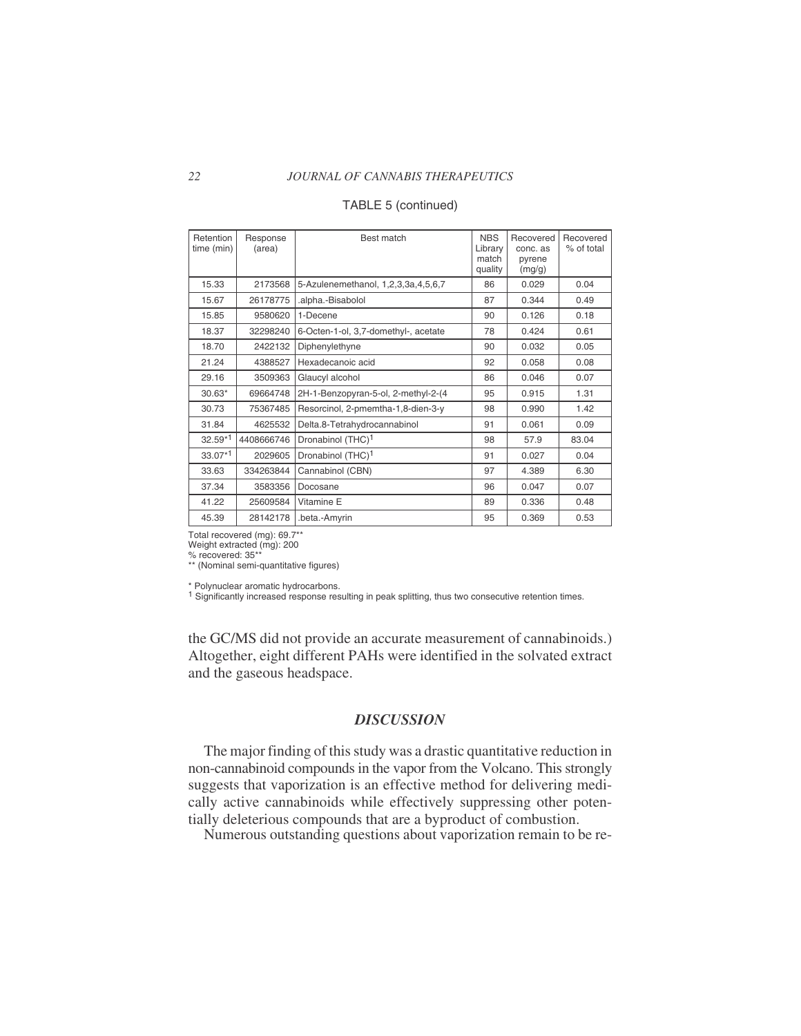TABLE 5 (continued)

| Retention time (min) | Response (area) | Best match | NBS Library match quality | Recovered conc. as pyrene (mg/g) | Recovered % of total |
|---|---|---|---|---|---|
| 15.33 | 2173568 | 5-Azulenemethanol, 1,2,3,3a,4,5,6,7 | 86 | 0.029 | 0.04 |
| 15.67 | 26178775 | .alpha.-Bisabolol | 87 | 0.344 | 0.49 |
| 15.85 | 9580620 | 1-Decene | 90 | 0.126 | 0.18 |
| 18.37 | 32298240 | 6-Octen-1-ol, 3,7-domethyl-, acetate | 78 | 0.424 | 0.61 |
| 18.70 | 2422132 | Diphenylethyne | 90 | 0.032 | 0.05 |
| 21.24 | 4388527 | Hexadecanoic acid | 92 | 0.058 | 0.08 |
| 29.16 | 3509363 | Glaucyl alcohol | 86 | 0.046 | 0.07 |
| 30.63* | 69664748 | 2H-1-Benzopyran-5-ol, 2-methyl-2-(4 | 95 | 0.915 | 1.31 |
| 30.73 | 75367485 | Resorcinol, 2-pmentha-1,8-dien-3-y | 98 | 0.990 | 1.42 |
| 31.84 | 4625532 | Delta.8-Tetrahydrocannabinol | 91 | 0.061 | 0.09 |
| 32.59*[1] | 4408666746 | Dronabinol (THC)[1] | 98 | 57.9 | 83.04 |
| 33.07*[1] | 2029605 | Dronabinol (THC)[1] | 91 | 0.027 | 0.04 |
| 33.63 | 334263844 | Cannabinol (CBN) | 97 | 4.389 | 6.30 |
| 37.34 | 3583356 | Docosane | 96 | 0.047 | 0.07 |
| 41.22 | 25609584 | Vitamine E | 89 | 0.336 | 0.48 |
| 45.39 | 28142178 | .beta.-Amyrin | 95 | 0.369 | 0.53 |

Total recovered (mg): 69.7**
Weight extracted (mg): 200
% recovered: 35**
** (Nominal semi-quantitative figures)

* Polynuclear aromatic hydrocarbons.
[1] Significantly increased response resulting in peak splitting, thus two consecutive retention times.

the GC/MS did not provide an accurate measurement of cannabinoids.) Altogether, eight different PAHs were identified in the solvated extract and the gaseous headspace.

## *DISCUSSION*

The major finding of this study was a drastic quantitative reduction in non-cannabinoid compounds in the vapor from the Volcano. This strongly suggests that vaporization is an effective method for delivering medically active cannabinoids while effectively suppressing other potentially deleterious compounds that are a byproduct of combustion.

Numerous outstanding questions about vaporization remain to be re-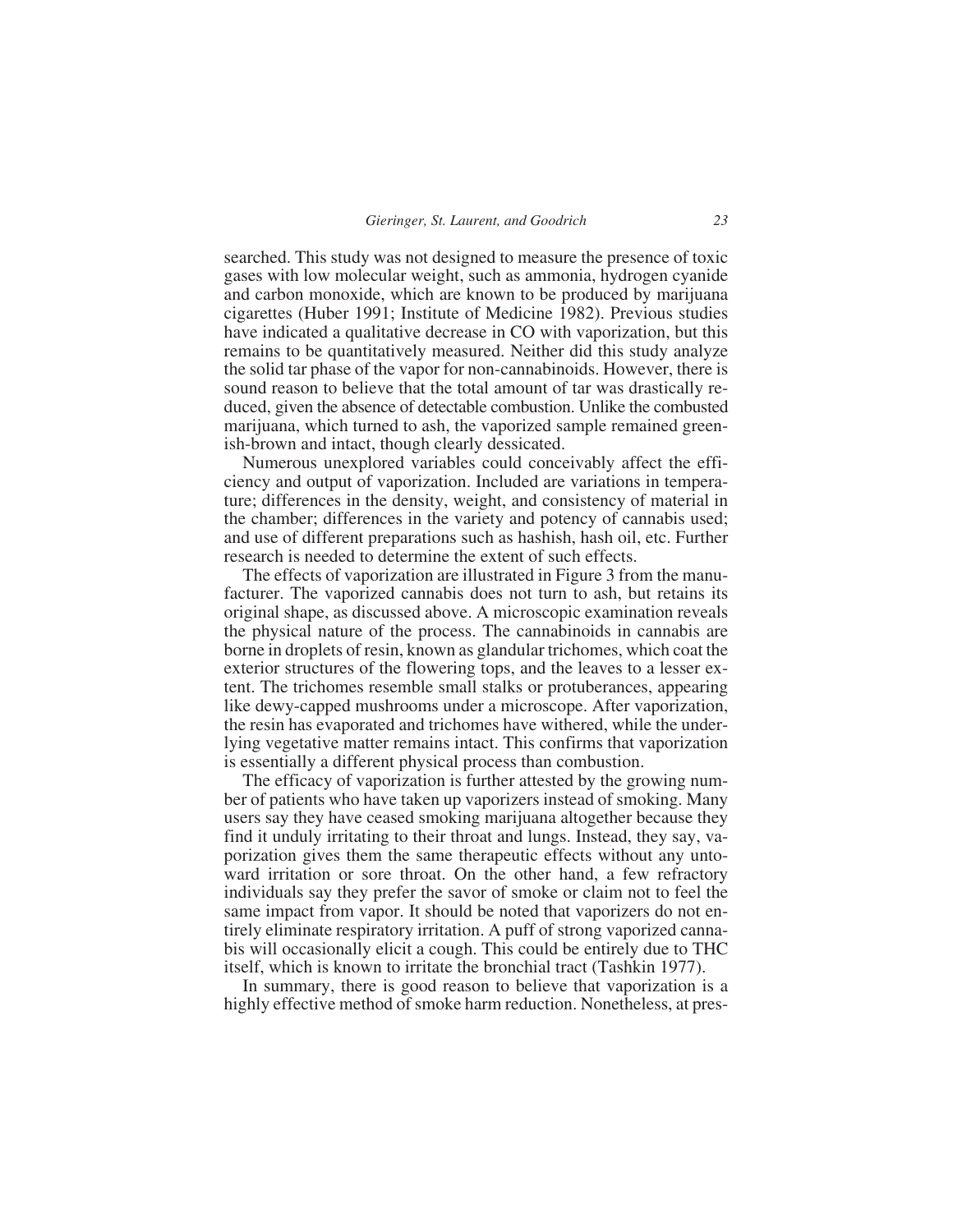searched. This study was not designed to measure the presence of toxic gases with low molecular weight, such as ammonia, hydrogen cyanide and carbon monoxide, which are known to be produced by marijuana cigarettes (Huber 1991; Institute of Medicine 1982). Previous studies have indicated a qualitative decrease in CO with vaporization, but this remains to be quantitatively measured. Neither did this study analyze the solid tar phase of the vapor for non-cannabinoids. However, there is sound reason to believe that the total amount of tar was drastically reduced, given the absence of detectable combustion. Unlike the combusted marijuana, which turned to ash, the vaporized sample remained greenish-brown and intact, though clearly dessicated.

Numerous unexplored variables could conceivably affect the efficiency and output of vaporization. Included are variations in temperature; differences in the density, weight, and consistency of material in the chamber; differences in the variety and potency of cannabis used; and use of different preparations such as hashish, hash oil, etc. Further research is needed to determine the extent of such effects.

The effects of vaporization are illustrated in Figure 3 from the manufacturer. The vaporized cannabis does not turn to ash, but retains its original shape, as discussed above. A microscopic examination reveals the physical nature of the process. The cannabinoids in cannabis are borne in droplets of resin, known as glandular trichomes, which coat the exterior structures of the flowering tops, and the leaves to a lesser extent. The trichomes resemble small stalks or protuberances, appearing like dewy-capped mushrooms under a microscope. After vaporization, the resin has evaporated and trichomes have withered, while the underlying vegetative matter remains intact. This confirms that vaporization is essentially a different physical process than combustion.

The efficacy of vaporization is further attested by the growing number of patients who have taken up vaporizers instead of smoking. Many users say they have ceased smoking marijuana altogether because they find it unduly irritating to their throat and lungs. Instead, they say, vaporization gives them the same therapeutic effects without any untoward irritation or sore throat. On the other hand, a few refractory individuals say they prefer the savor of smoke or claim not to feel the same impact from vapor. It should be noted that vaporizers do not entirely eliminate respiratory irritation. A puff of strong vaporized cannabis will occasionally elicit a cough. This could be entirely due to THC itself, which is known to irritate the bronchial tract (Tashkin 1977).

In summary, there is good reason to believe that vaporization is a highly effective method of smoke harm reduction. Nonetheless, at pres-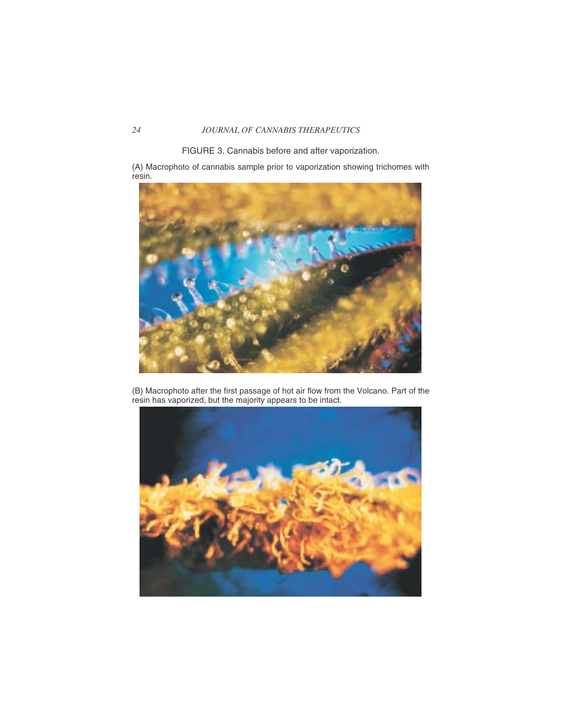FIGURE 3. Cannabis before and after vaporization.

(A) Macrophoto of cannabis sample prior to vaporization showing trichomes with resin.

(B) Macrophoto after the first passage of hot air flow from the Volcano. Part of the resin has vaporized, but the majority appears to be intact.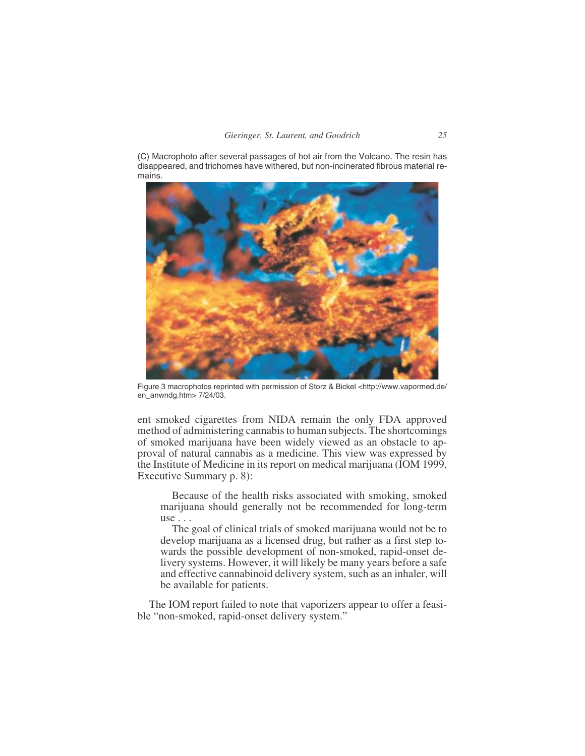(C) Macrophoto after several passages of hot air from the Volcano. The resin has disappeared, and trichomes have withered, but non-incinerated fibrous material remains.

Figure 3 macrophotos reprinted with permission of Storz & Bickel <http://www.vapormed.de/en_anwndg.htm> 7/24/03.

ent smoked cigarettes from NIDA remain the only FDA approved method of administering cannabis to human subjects. The shortcomings of smoked marijuana have been widely viewed as an obstacle to approval of natural cannabis as a medicine. This view was expressed by the Institute of Medicine in its report on medical marijuana (IOM 1999, Executive Summary p. 8):

> Because of the health risks associated with smoking, smoked marijuana should generally not be recommended for long-term use . . .
>
> The goal of clinical trials of smoked marijuana would not be to develop marijuana as a licensed drug, but rather as a first step towards the possible development of non-smoked, rapid-onset delivery systems. However, it will likely be many years before a safe and effective cannabinoid delivery system, such as an inhaler, will be available for patients.

The IOM report failed to note that vaporizers appear to offer a feasible "non-smoked, rapid-onset delivery system."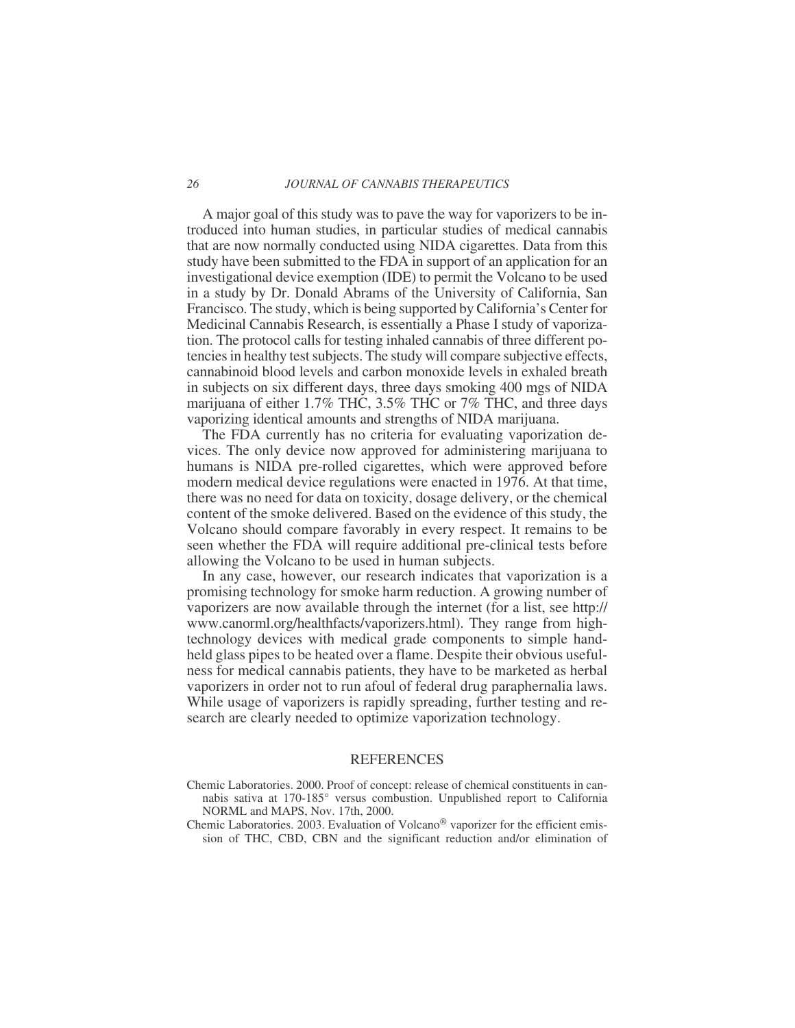A major goal of this study was to pave the way for vaporizers to be introduced into human studies, in particular studies of medical cannabis that are now normally conducted using NIDA cigarettes. Data from this study have been submitted to the FDA in support of an application for an investigational device exemption (IDE) to permit the Volcano to be used in a study by Dr. Donald Abrams of the University of California, San Francisco. The study, which is being supported by California's Center for Medicinal Cannabis Research, is essentially a Phase I study of vaporization. The protocol calls for testing inhaled cannabis of three different potencies in healthy test subjects. The study will compare subjective effects, cannabinoid blood levels and carbon monoxide levels in exhaled breath in subjects on six different days, three days smoking 400 mgs of NIDA marijuana of either 1.7% THC, 3.5% THC or 7% THC, and three days vaporizing identical amounts and strengths of NIDA marijuana.

The FDA currently has no criteria for evaluating vaporization devices. The only device now approved for administering marijuana to humans is NIDA pre-rolled cigarettes, which were approved before modern medical device regulations were enacted in 1976. At that time, there was no need for data on toxicity, dosage delivery, or the chemical content of the smoke delivered. Based on the evidence of this study, the Volcano should compare favorably in every respect. It remains to be seen whether the FDA will require additional pre-clinical tests before allowing the Volcano to be used in human subjects.

In any case, however, our research indicates that vaporization is a promising technology for smoke harm reduction. A growing number of vaporizers are now available through the internet (for a list, see http://www.canorml.org/healthfacts/vaporizers.html). They range from high-technology devices with medical grade components to simple handheld glass pipes to be heated over a flame. Despite their obvious usefulness for medical cannabis patients, they have to be marketed as herbal vaporizers in order not to run afoul of federal drug paraphernalia laws. While usage of vaporizers is rapidly spreading, further testing and research are clearly needed to optimize vaporization technology.

## REFERENCES

Chemic Laboratories. 2000. Proof of concept: release of chemical constituents in cannabis sativa at 170-185° versus combustion. Unpublished report to California NORML and MAPS, Nov. 17th, 2000.

Chemic Laboratories. 2003. Evaluation of Volcano® vaporizer for the efficient emission of THC, CBD, CBN and the significant reduction and/or elimination of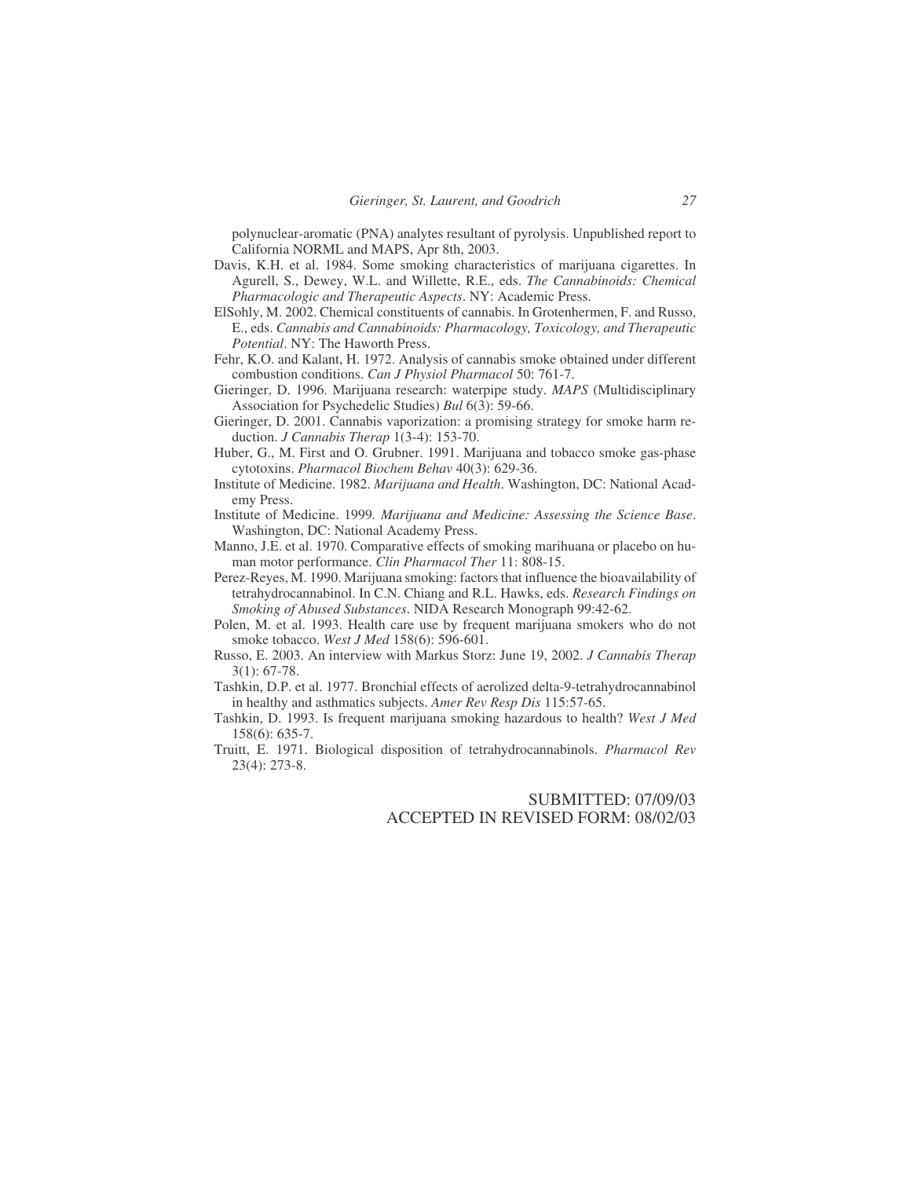polynuclear-aromatic (PNA) analytes resultant of pyrolysis. Unpublished report to California NORML and MAPS, Apr 8th, 2003.

Davis, K.H. et al. 1984. Some smoking characteristics of marijuana cigarettes. In Agurell, S., Dewey, W.L. and Willette, R.E., eds. *The Cannabinoids: Chemical Pharmacologic and Therapeutic Aspects*. NY: Academic Press.

ElSohly, M. 2002. Chemical constituents of cannabis. In Grotenhermen, F. and Russo, E., eds. *Cannabis and Cannabinoids: Pharmacology, Toxicology, and Therapeutic Potential*. NY: The Haworth Press.

Fehr, K.O. and Kalant, H. 1972. Analysis of cannabis smoke obtained under different combustion conditions. *Can J Physiol Pharmacol* 50: 761-7.

Gieringer, D. 1996. Marijuana research: waterpipe study. *MAPS* (Multidisciplinary Association for Psychedelic Studies) *Bul* 6(3): 59-66.

Gieringer, D. 2001. Cannabis vaporization: a promising strategy for smoke harm reduction. *J Cannabis Therap* 1(3-4): 153-70.

Huber, G., M. First and O. Grubner. 1991. Marijuana and tobacco smoke gas-phase cytotoxins. *Pharmacol Biochem Behav* 40(3): 629-36.

Institute of Medicine. 1982. *Marijuana and Health*. Washington, DC: National Academy Press.

Institute of Medicine. 1999. *Marijuana and Medicine: Assessing the Science Base*. Washington, DC: National Academy Press.

Manno, J.E. et al. 1970. Comparative effects of smoking marihuana or placebo on human motor performance. *Clin Pharmacol Ther* 11: 808-15.

Perez-Reyes, M. 1990. Marijuana smoking: factors that influence the bioavailability of tetrahydrocannabinol. In C.N. Chiang and R.L. Hawks, eds. *Research Findings on Smoking of Abused Substances*. NIDA Research Monograph 99:42-62.

Polen, M. et al. 1993. Health care use by frequent marijuana smokers who do not smoke tobacco. *West J Med* 158(6): 596-601.

Russo, E. 2003. An interview with Markus Storz: June 19, 2002. *J Cannabis Therap* 3(1): 67-78.

Tashkin, D.P. et al. 1977. Bronchial effects of aerolized delta-9-tetrahydrocannabinol in healthy and asthmatics subjects. *Amer Rev Resp Dis* 115:57-65.

Tashkin, D. 1993. Is frequent marijuana smoking hazardous to health? *West J Med* 158(6): 635-7.

Truitt, E. 1971. Biological disposition of tetrahydrocannabinols. *Pharmacol Rev* 23(4): 273-8.

SUBMITTED: 07/09/03
ACCEPTED IN REVISED FORM: 08/02/03